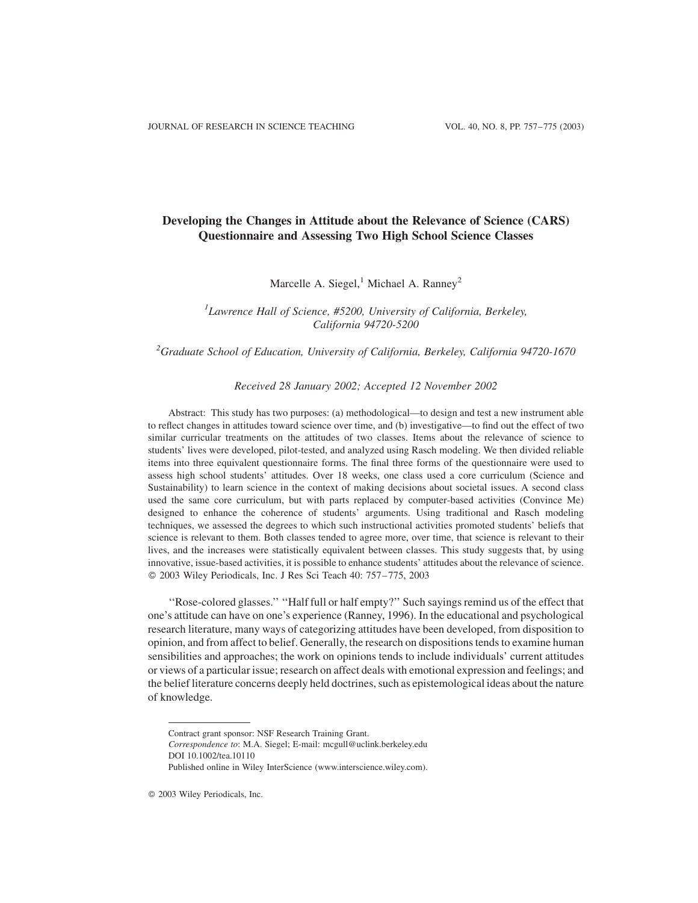# Developing the Changes in Attitude about the Relevance of Science (CARS) Questionnaire and Assessing Two High School Science Classes

Marcelle A. Siegel,[1] Michael A. Ranney[2]

[1] *Lawrence Hall of Science, #5200, University of California, Berkeley, California 94720-5200*

[2] *Graduate School of Education, University of California, Berkeley, California 94720-1670*

*Received 28 January 2002; Accepted 12 November 2002*

Abstract: This study has two purposes: (a) methodological—to design and test a new instrument able to reflect changes in attitudes toward science over time, and (b) investigative—to find out the effect of two similar curricular treatments on the attitudes of two classes. Items about the relevance of science to students' lives were developed, pilot-tested, and analyzed using Rasch modeling. We then divided reliable items into three equivalent questionnaire forms. The final three forms of the questionnaire were used to assess high school students' attitudes. Over 18 weeks, one class used a core curriculum (Science and Sustainability) to learn science in the context of making decisions about societal issues. A second class used the same core curriculum, but with parts replaced by computer-based activities (Convince Me) designed to enhance the coherence of students' arguments. Using traditional and Rasch modeling techniques, we assessed the degrees to which such instructional activities promoted students' beliefs that science is relevant to them. Both classes tended to agree more, over time, that science is relevant to their lives, and the increases were statistically equivalent between classes. This study suggests that, by using innovative, issue-based activities, it is possible to enhance students' attitudes about the relevance of science. © 2003 Wiley Periodicals, Inc. J Res Sci Teach 40: 757–775, 2003

''Rose-colored glasses.'' ''Half full or half empty?'' Such sayings remind us of the effect that one's attitude can have on one's experience (Ranney, 1996). In the educational and psychological research literature, many ways of categorizing attitudes have been developed, from disposition to opinion, and from affect to belief. Generally, the research on dispositions tends to examine human sensibilities and approaches; the work on opinions tends to include individuals' current attitudes or views of a particular issue; research on affect deals with emotional expression and feelings; and the belief literature concerns deeply held doctrines, such as epistemological ideas about the nature of knowledge.

---

Contract grant sponsor: NSF Research Training Grant.
*Correspondence to*: M.A. Siegel; E-mail: mcgull@uclink.berkeley.edu
DOI 10.1002/tea.10110
Published online in Wiley InterScience (www.interscience.wiley.com).

© 2003 Wiley Periodicals, Inc.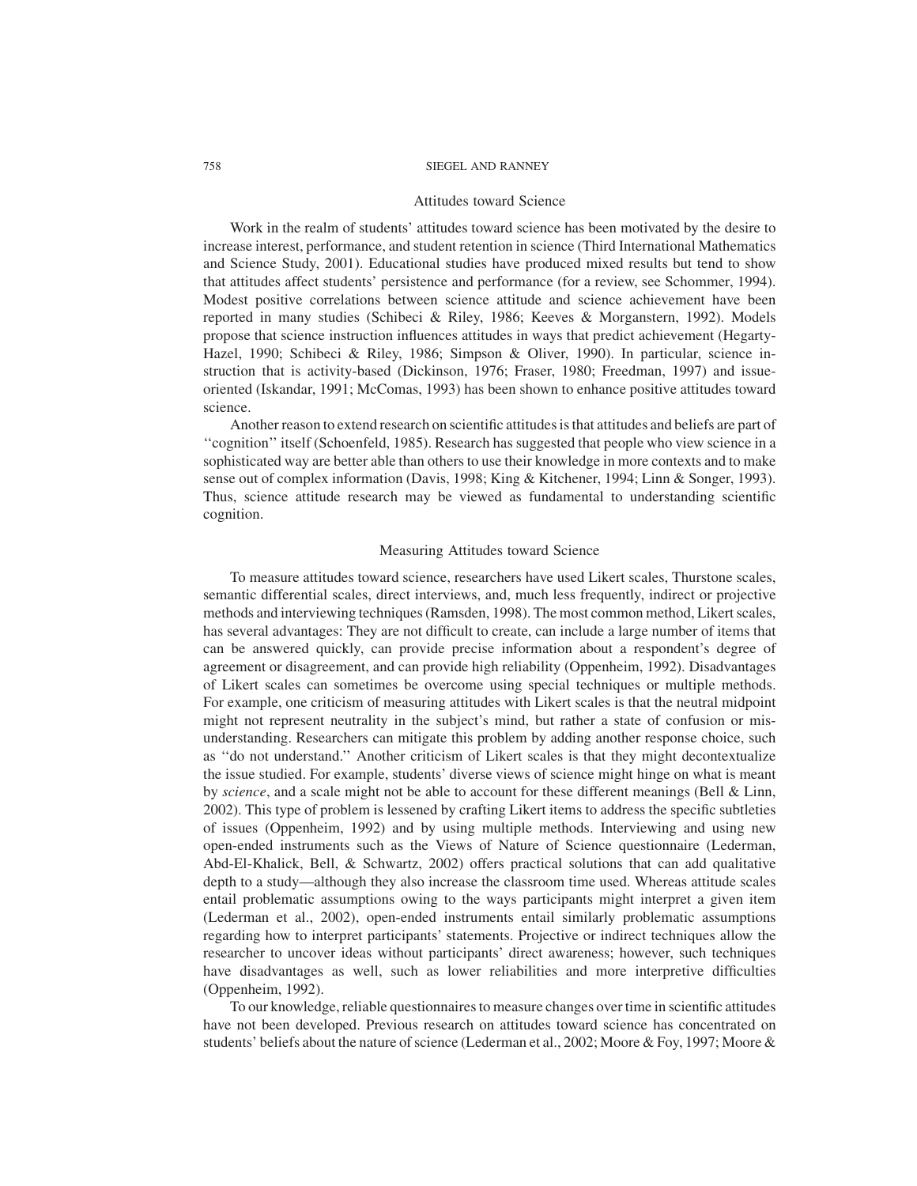## Attitudes toward Science

Work in the realm of students' attitudes toward science has been motivated by the desire to increase interest, performance, and student retention in science (Third International Mathematics and Science Study, 2001). Educational studies have produced mixed results but tend to show that attitudes affect students' persistence and performance (for a review, see Schommer, 1994). Modest positive correlations between science attitude and science achievement have been reported in many studies (Schibeci & Riley, 1986; Keeves & Morganstern, 1992). Models propose that science instruction influences attitudes in ways that predict achievement (Hegarty-Hazel, 1990; Schibeci & Riley, 1986; Simpson & Oliver, 1990). In particular, science instruction that is activity-based (Dickinson, 1976; Fraser, 1980; Freedman, 1997) and issue-oriented (Iskandar, 1991; McComas, 1993) has been shown to enhance positive attitudes toward science.

Another reason to extend research on scientific attitudes is that attitudes and beliefs are part of ''cognition'' itself (Schoenfeld, 1985). Research has suggested that people who view science in a sophisticated way are better able than others to use their knowledge in more contexts and to make sense out of complex information (Davis, 1998; King & Kitchener, 1994; Linn & Songer, 1993). Thus, science attitude research may be viewed as fundamental to understanding scientific cognition.

## Measuring Attitudes toward Science

To measure attitudes toward science, researchers have used Likert scales, Thurstone scales, semantic differential scales, direct interviews, and, much less frequently, indirect or projective methods and interviewing techniques (Ramsden, 1998). The most common method, Likert scales, has several advantages: They are not difficult to create, can include a large number of items that can be answered quickly, can provide precise information about a respondent's degree of agreement or disagreement, and can provide high reliability (Oppenheim, 1992). Disadvantages of Likert scales can sometimes be overcome using special techniques or multiple methods. For example, one criticism of measuring attitudes with Likert scales is that the neutral midpoint might not represent neutrality in the subject's mind, but rather a state of confusion or misunderstanding. Researchers can mitigate this problem by adding another response choice, such as ''do not understand.'' Another criticism of Likert scales is that they might decontextualize the issue studied. For example, students' diverse views of science might hinge on what is meant by *science*, and a scale might not be able to account for these different meanings (Bell & Linn, 2002). This type of problem is lessened by crafting Likert items to address the specific subtleties of issues (Oppenheim, 1992) and by using multiple methods. Interviewing and using new open-ended instruments such as the Views of Nature of Science questionnaire (Lederman, Abd-El-Khalick, Bell, & Schwartz, 2002) offers practical solutions that can add qualitative depth to a study—although they also increase the classroom time used. Whereas attitude scales entail problematic assumptions owing to the ways participants might interpret a given item (Lederman et al., 2002), open-ended instruments entail similarly problematic assumptions regarding how to interpret participants' statements. Projective or indirect techniques allow the researcher to uncover ideas without participants' direct awareness; however, such techniques have disadvantages as well, such as lower reliabilities and more interpretive difficulties (Oppenheim, 1992).

To our knowledge, reliable questionnaires to measure changes over time in scientific attitudes have not been developed. Previous research on attitudes toward science has concentrated on students' beliefs about the nature of science (Lederman et al., 2002; Moore & Foy, 1997; Moore &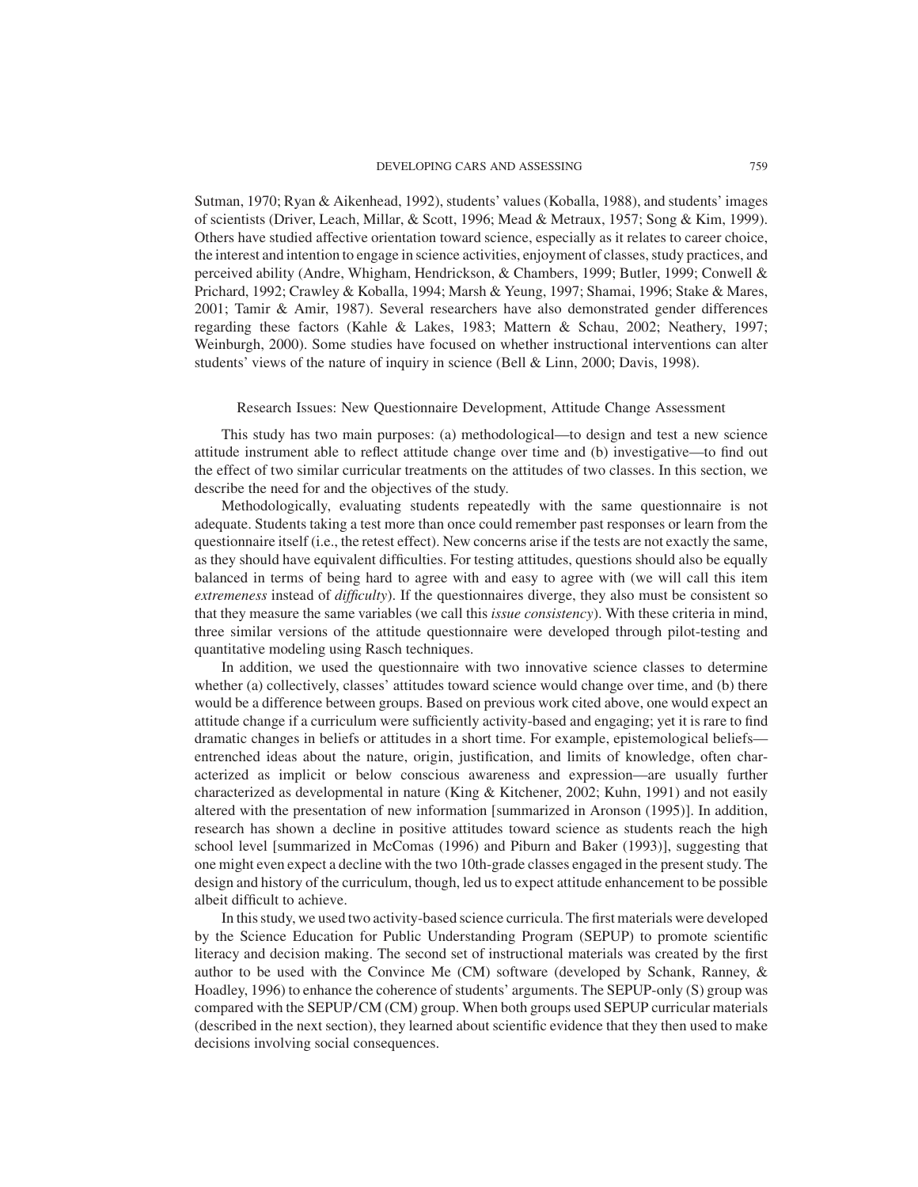Sutman, 1970; Ryan & Aikenhead, 1992), students' values (Koballa, 1988), and students' images of scientists (Driver, Leach, Millar, & Scott, 1996; Mead & Metraux, 1957; Song & Kim, 1999). Others have studied affective orientation toward science, especially as it relates to career choice, the interest and intention to engage in science activities, enjoyment of classes, study practices, and perceived ability (Andre, Whigham, Hendrickson, & Chambers, 1999; Butler, 1999; Conwell & Prichard, 1992; Crawley & Koballa, 1994; Marsh & Yeung, 1997; Shamai, 1996; Stake & Mares, 2001; Tamir & Amir, 1987). Several researchers have also demonstrated gender differences regarding these factors (Kahle & Lakes, 1983; Mattern & Schau, 2002; Neathery, 1997; Weinburgh, 2000). Some studies have focused on whether instructional interventions can alter students' views of the nature of inquiry in science (Bell & Linn, 2000; Davis, 1998).

## Research Issues: New Questionnaire Development, Attitude Change Assessment

This study has two main purposes: (a) methodological—to design and test a new science attitude instrument able to reflect attitude change over time and (b) investigative—to find out the effect of two similar curricular treatments on the attitudes of two classes. In this section, we describe the need for and the objectives of the study.

Methodologically, evaluating students repeatedly with the same questionnaire is not adequate. Students taking a test more than once could remember past responses or learn from the questionnaire itself (i.e., the retest effect). New concerns arise if the tests are not exactly the same, as they should have equivalent difficulties. For testing attitudes, questions should also be equally balanced in terms of being hard to agree with and easy to agree with (we will call this item *extremeness* instead of *difficulty*). If the questionnaires diverge, they also must be consistent so that they measure the same variables (we call this *issue consistency*). With these criteria in mind, three similar versions of the attitude questionnaire were developed through pilot-testing and quantitative modeling using Rasch techniques.

In addition, we used the questionnaire with two innovative science classes to determine whether (a) collectively, classes' attitudes toward science would change over time, and (b) there would be a difference between groups. Based on previous work cited above, one would expect an attitude change if a curriculum were sufficiently activity-based and engaging; yet it is rare to find dramatic changes in beliefs or attitudes in a short time. For example, epistemological beliefs—entrenched ideas about the nature, origin, justification, and limits of knowledge, often characterized as implicit or below conscious awareness and expression—are usually further characterized as developmental in nature (King & Kitchener, 2002; Kuhn, 1991) and not easily altered with the presentation of new information [summarized in Aronson (1995)]. In addition, research has shown a decline in positive attitudes toward science as students reach the high school level [summarized in McComas (1996) and Piburn and Baker (1993)], suggesting that one might even expect a decline with the two 10th-grade classes engaged in the present study. The design and history of the curriculum, though, led us to expect attitude enhancement to be possible albeit difficult to achieve.

In this study, we used two activity-based science curricula. The first materials were developed by the Science Education for Public Understanding Program (SEPUP) to promote scientific literacy and decision making. The second set of instructional materials was created by the first author to be used with the Convince Me (CM) software (developed by Schank, Ranney, & Hoadley, 1996) to enhance the coherence of students' arguments. The SEPUP-only (S) group was compared with the SEPUP/CM (CM) group. When both groups used SEPUP curricular materials (described in the next section), they learned about scientific evidence that they then used to make decisions involving social consequences.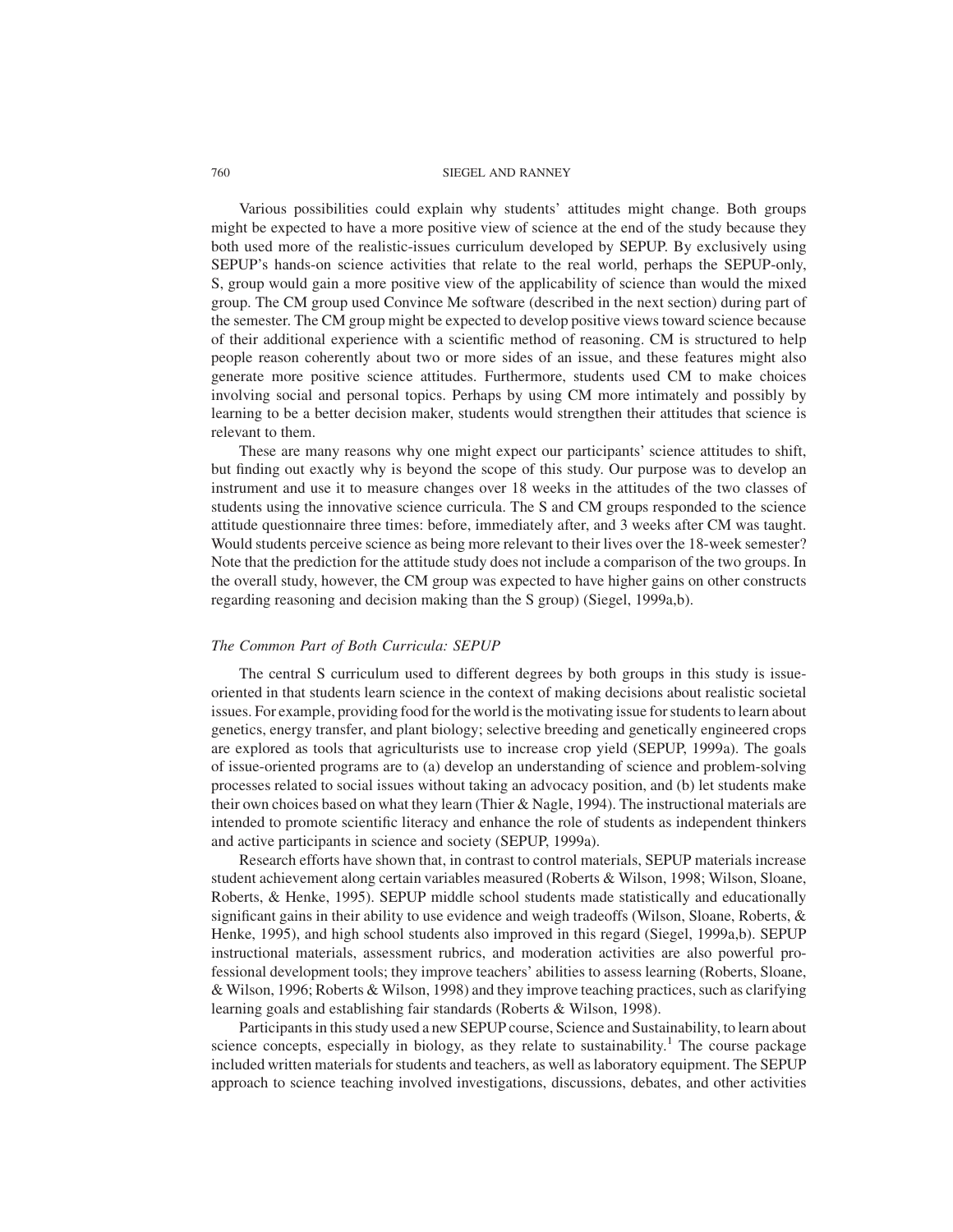Various possibilities could explain why students' attitudes might change. Both groups might be expected to have a more positive view of science at the end of the study because they both used more of the realistic-issues curriculum developed by SEPUP. By exclusively using SEPUP's hands-on science activities that relate to the real world, perhaps the SEPUP-only, S, group would gain a more positive view of the applicability of science than would the mixed group. The CM group used Convince Me software (described in the next section) during part of the semester. The CM group might be expected to develop positive views toward science because of their additional experience with a scientific method of reasoning. CM is structured to help people reason coherently about two or more sides of an issue, and these features might also generate more positive science attitudes. Furthermore, students used CM to make choices involving social and personal topics. Perhaps by using CM more intimately and possibly by learning to be a better decision maker, students would strengthen their attitudes that science is relevant to them.

These are many reasons why one might expect our participants' science attitudes to shift, but finding out exactly why is beyond the scope of this study. Our purpose was to develop an instrument and use it to measure changes over 18 weeks in the attitudes of the two classes of students using the innovative science curricula. The S and CM groups responded to the science attitude questionnaire three times: before, immediately after, and 3 weeks after CM was taught. Would students perceive science as being more relevant to their lives over the 18-week semester? Note that the prediction for the attitude study does not include a comparison of the two groups. In the overall study, however, the CM group was expected to have higher gains on other constructs regarding reasoning and decision making than the S group) (Siegel, 1999a,b).

### *The Common Part of Both Curricula: SEPUP*

The central S curriculum used to different degrees by both groups in this study is issue-oriented in that students learn science in the context of making decisions about realistic societal issues. For example, providing food for the world is the motivating issue for students to learn about genetics, energy transfer, and plant biology; selective breeding and genetically engineered crops are explored as tools that agriculturists use to increase crop yield (SEPUP, 1999a). The goals of issue-oriented programs are to (a) develop an understanding of science and problem-solving processes related to social issues without taking an advocacy position, and (b) let students make their own choices based on what they learn (Thier & Nagle, 1994). The instructional materials are intended to promote scientific literacy and enhance the role of students as independent thinkers and active participants in science and society (SEPUP, 1999a).

Research efforts have shown that, in contrast to control materials, SEPUP materials increase student achievement along certain variables measured (Roberts & Wilson, 1998; Wilson, Sloane, Roberts, & Henke, 1995). SEPUP middle school students made statistically and educationally significant gains in their ability to use evidence and weigh tradeoffs (Wilson, Sloane, Roberts, & Henke, 1995), and high school students also improved in this regard (Siegel, 1999a,b). SEPUP instructional materials, assessment rubrics, and moderation activities are also powerful professional development tools; they improve teachers' abilities to assess learning (Roberts, Sloane, & Wilson, 1996; Roberts & Wilson, 1998) and they improve teaching practices, such as clarifying learning goals and establishing fair standards (Roberts & Wilson, 1998).

Participants in this study used a new SEPUP course, Science and Sustainability, to learn about science concepts, especially in biology, as they relate to sustainability.[1] The course package included written materials for students and teachers, as well as laboratory equipment. The SEPUP approach to science teaching involved investigations, discussions, debates, and other activities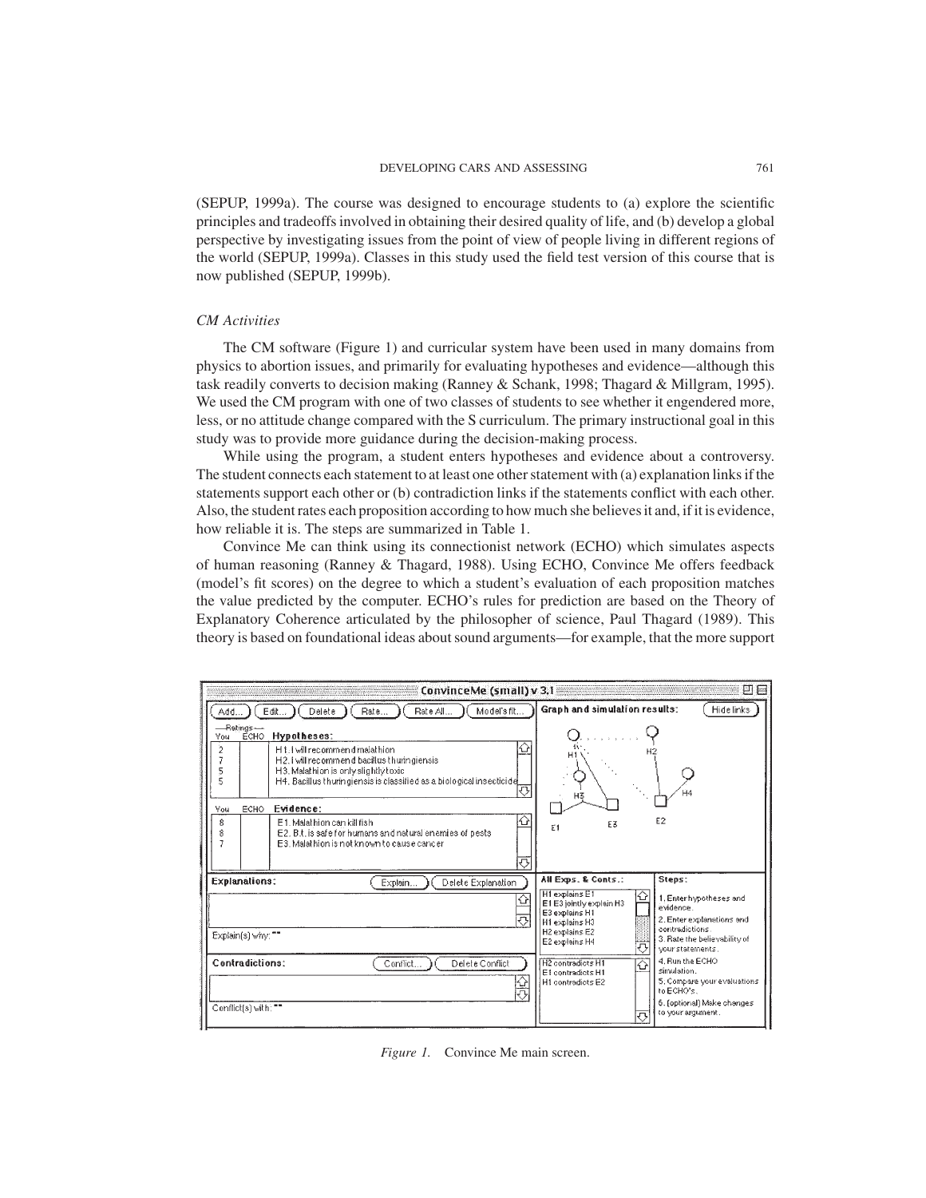(SEPUP, 1999a). The course was designed to encourage students to (a) explore the scientific principles and tradeoffs involved in obtaining their desired quality of life, and (b) develop a global perspective by investigating issues from the point of view of people living in different regions of the world (SEPUP, 1999a). Classes in this study used the field test version of this course that is now published (SEPUP, 1999b).

### *CM Activities*

The CM software (Figure 1) and curricular system have been used in many domains from physics to abortion issues, and primarily for evaluating hypotheses and evidence—although this task readily converts to decision making (Ranney & Schank, 1998; Thagard & Millgram, 1995). We used the CM program with one of two classes of students to see whether it engendered more, less, or no attitude change compared with the S curriculum. The primary instructional goal in this study was to provide more guidance during the decision-making process.

While using the program, a student enters hypotheses and evidence about a controversy. The student connects each statement to at least one other statement with (a) explanation links if the statements support each other or (b) contradiction links if the statements conflict with each other. Also, the student rates each proposition according to how much she believes it and, if it is evidence, how reliable it is. The steps are summarized in Table 1.

Convince Me can think using its connectionist network (ECHO) which simulates aspects of human reasoning (Ranney & Thagard, 1988). Using ECHO, Convince Me offers feedback (model's fit scores) on the degree to which a student's evaluation of each proposition matches the value predicted by the computer. ECHO's rules for prediction are based on the Theory of Explanatory Coherence articulated by the philosopher of science, Paul Thagard (1989). This theory is based on foundational ideas about sound arguments—for example, that the more support

*Figure 1.* Convince Me main screen.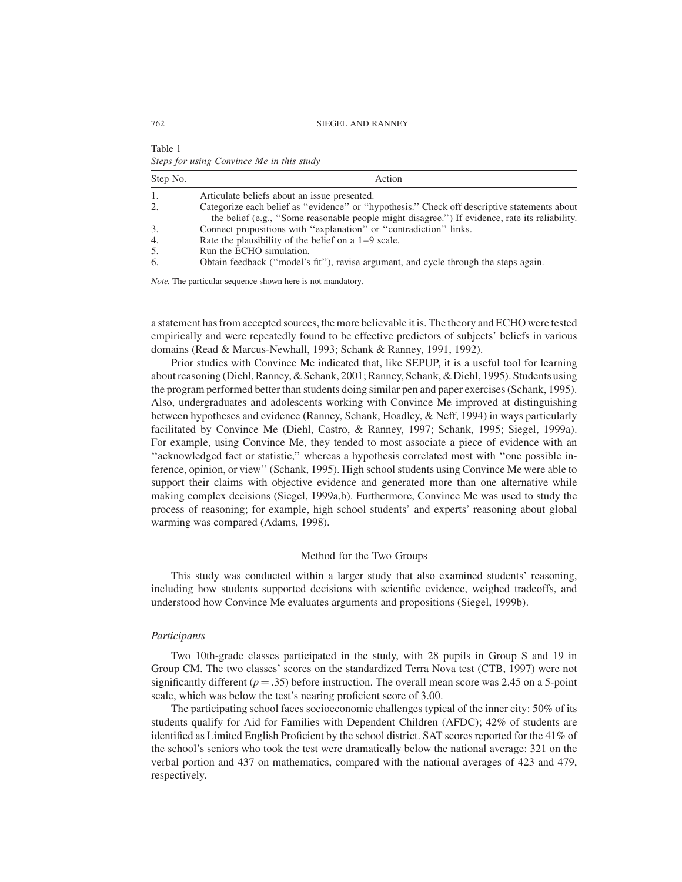Table 1
*Steps for using Convince Me in this study*

| Step No. | Action |
|---|---|
| 1. | Articulate beliefs about an issue presented. |
| 2. | Categorize each belief as "evidence" or "hypothesis." Check off descriptive statements about the belief (e.g., "Some reasonable people might disagree.") If evidence, rate its reliability. |
| 3. | Connect propositions with "explanation" or "contradiction" links. |
| 4. | Rate the plausibility of the belief on a 1–9 scale. |
| 5. | Run the ECHO simulation. |
| 6. | Obtain feedback ("model's fit"), revise argument, and cycle through the steps again. |

*Note.* The particular sequence shown here is not mandatory.

a statement has from accepted sources, the more believable it is. The theory and ECHO were tested empirically and were repeatedly found to be effective predictors of subjects' beliefs in various domains (Read & Marcus-Newhall, 1993; Schank & Ranney, 1991, 1992).

Prior studies with Convince Me indicated that, like SEPUP, it is a useful tool for learning about reasoning (Diehl, Ranney, & Schank, 2001; Ranney, Schank, & Diehl, 1995). Students using the program performed better than students doing similar pen and paper exercises (Schank, 1995). Also, undergraduates and adolescents working with Convince Me improved at distinguishing between hypotheses and evidence (Ranney, Schank, Hoadley, & Neff, 1994) in ways particularly facilitated by Convince Me (Diehl, Castro, & Ranney, 1997; Schank, 1995; Siegel, 1999a). For example, using Convince Me, they tended to most associate a piece of evidence with an "acknowledged fact or statistic," whereas a hypothesis correlated most with "one possible inference, opinion, or view" (Schank, 1995). High school students using Convince Me were able to support their claims with objective evidence and generated more than one alternative while making complex decisions (Siegel, 1999a,b). Furthermore, Convince Me was used to study the process of reasoning; for example, high school students' and experts' reasoning about global warming was compared (Adams, 1998).

## Method for the Two Groups

This study was conducted within a larger study that also examined students' reasoning, including how students supported decisions with scientific evidence, weighed tradeoffs, and understood how Convince Me evaluates arguments and propositions (Siegel, 1999b).

### *Participants*

Two 10th-grade classes participated in the study, with 28 pupils in Group S and 19 in Group CM. The two classes' scores on the standardized Terra Nova test (CTB, 1997) were not significantly different ($p = .35$) before instruction. The overall mean score was 2.45 on a 5-point scale, which was below the test's nearing proficient score of 3.00.

The participating school faces socioeconomic challenges typical of the inner city: 50% of its students qualify for Aid for Families with Dependent Children (AFDC); 42% of students are identified as Limited English Proficient by the school district. SAT scores reported for the 41% of the school's seniors who took the test were dramatically below the national average: 321 on the verbal portion and 437 on mathematics, compared with the national averages of 423 and 479, respectively.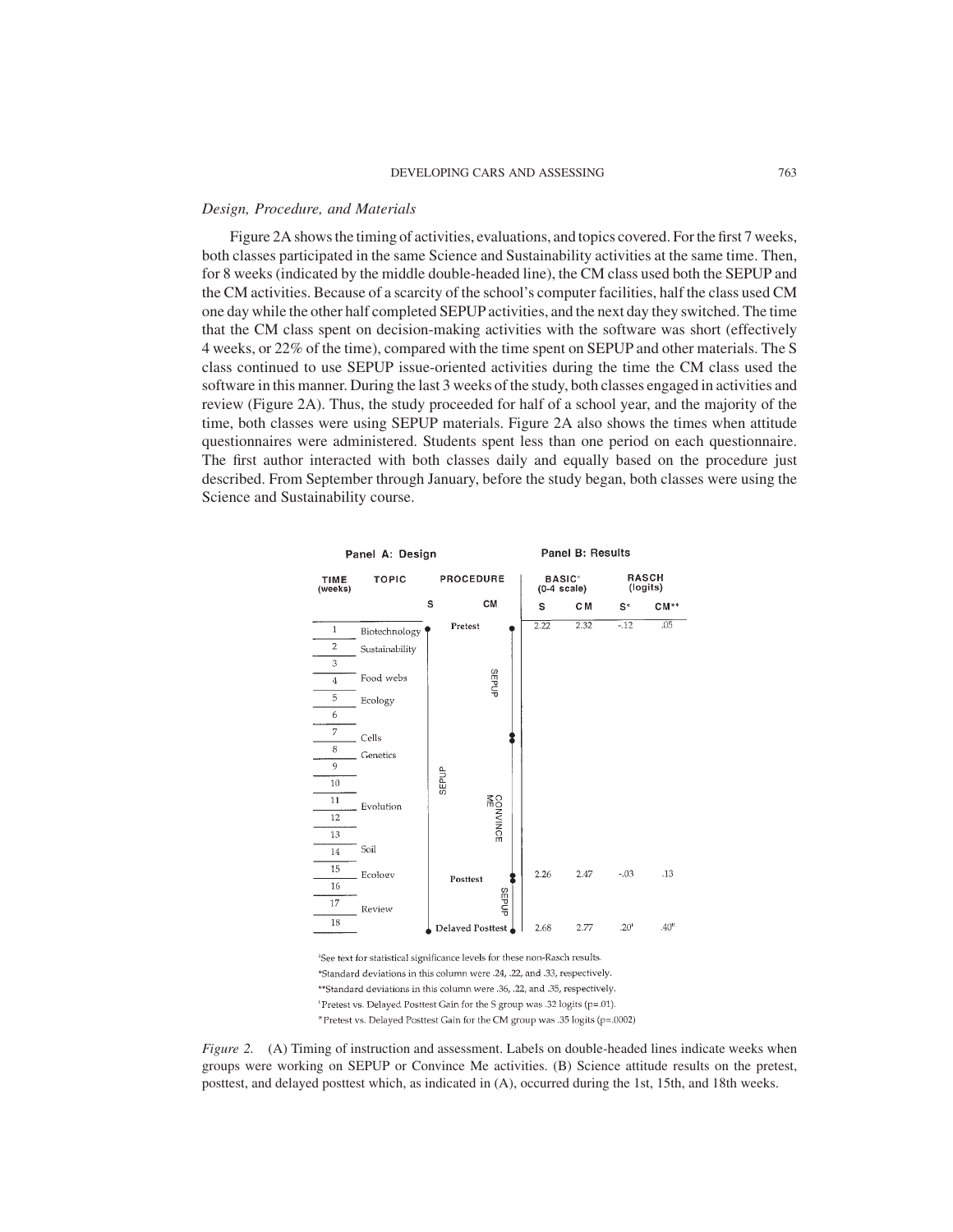*Design, Procedure, and Materials*

Figure 2A shows the timing of activities, evaluations, and topics covered. For the first 7 weeks, both classes participated in the same Science and Sustainability activities at the same time. Then, for 8 weeks (indicated by the middle double-headed line), the CM class used both the SEPUP and the CM activities. Because of a scarcity of the school's computer facilities, half the class used CM one day while the other half completed SEPUP activities, and the next day they switched. The time that the CM class spent on decision-making activities with the software was short (effectively 4 weeks, or 22% of the time), compared with the time spent on SEPUP and other materials. The S class continued to use SEPUP issue-oriented activities during the time the CM class used the software in this manner. During the last 3 weeks of the study, both classes engaged in activities and review (Figure 2A). Thus, the study proceeded for half of a school year, and the majority of the time, both classes were using SEPUP materials. Figure 2A also shows the times when attitude questionnaires were administered. Students spent less than one period on each questionnaire. The first author interacted with both classes daily and equally based on the procedure just described. From September through January, before the study began, both classes were using the Science and Sustainability course.

| Panel A: Design | | | Panel B: Results | | | |
|---|---|---|---|---|---|---|
| TIME (weeks) | TOPIC | PROCEDURE | BASIC[a] (0-4 scale) | | RASCH (logits) | |
| | | | S | CM | S* | CM** |
| 1 | Biotechnology | Pretest | 2.22 | 2.32 | -.12 | .05 |
| 2 | Sustainability | | | | | |
| 3 | | | | | | |
| 4 | Food webs | | | | | |
| 5 | Ecology | | | | | |
| 6 | | | | | | |
| 7 | Cells | | | | | |
| 8 | Genetics | | | | | |
| 9 | | | | | | |
| 10 | | | | | | |
| 11 | Evolution | | | | | |
| 12 | | | | | | |
| 13 | | | | | | |
| 14 | Soil | | | | | |
| 15 | Ecology | Posttest | 2.26 | 2.47 | -.03 | .13 |
| 16 | | | | | | |
| 17 | Review | | | | | |
| 18 | | Delayed Posttest | 2.68 | 2.77 | .20[†] | .40[#] |

Procedure: S group used SEPUP throughout weeks 1–18. CM group used SEPUP in weeks 1–7, Convince Me in weeks 7–15, and SEPUP in weeks 15–18.

[a]See text for statistical significance levels for these non-Rasch results.
*Standard deviations in this column were .24, .22, and .33, respectively.
**Standard deviations in this column were .36, .22, and .35, respectively.
[†]Pretest vs. Delayed Posttest Gain for the S group was .32 logits ($p = .01$).
[#]Pretest vs. Delayed Posttest Gain for the CM group was .35 logits ($p = .0002$)

*Figure 2.* (A) Timing of instruction and assessment. Labels on double-headed lines indicate weeks when groups were working on SEPUP or Convince Me activities. (B) Science attitude results on the pretest, posttest, and delayed posttest which, as indicated in (A), occurred during the 1st, 15th, and 18th weeks.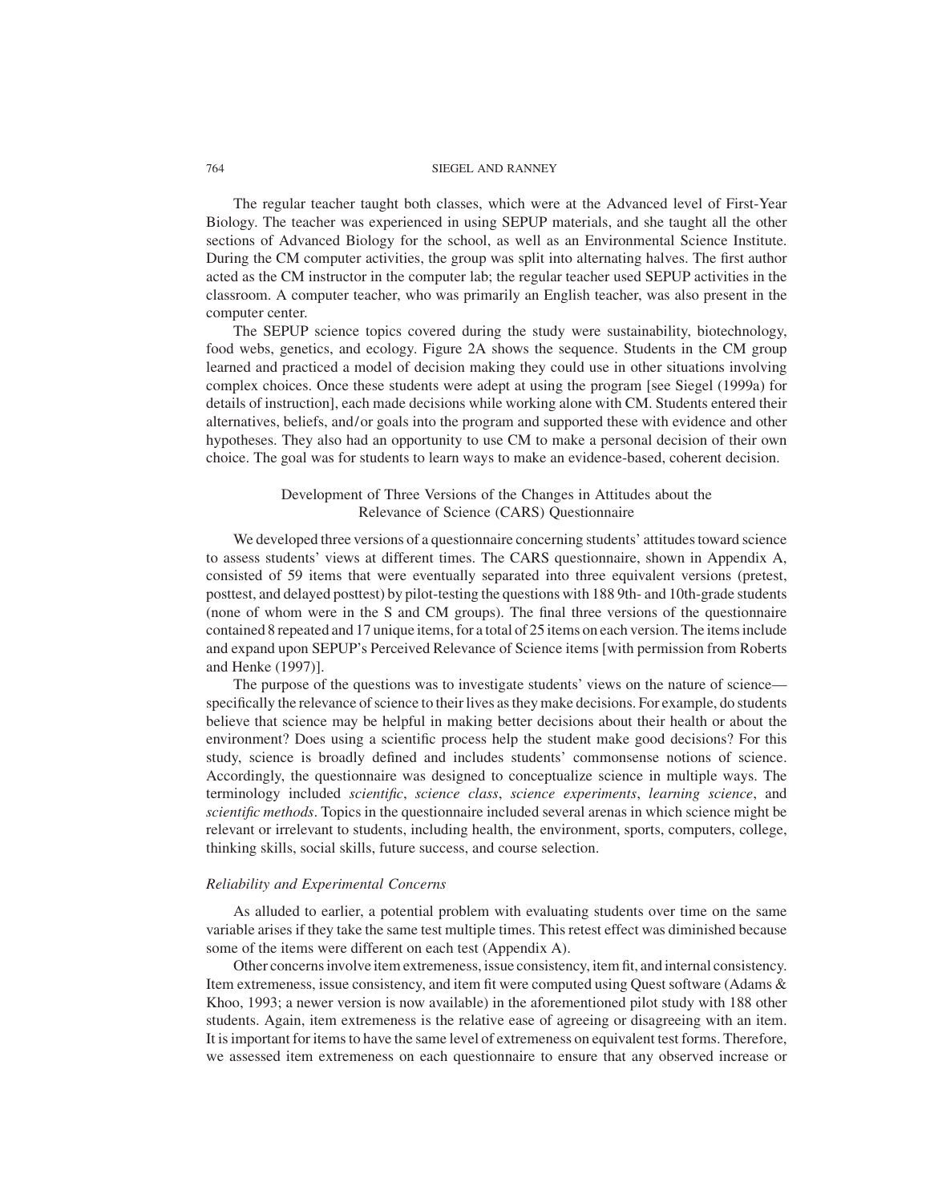The regular teacher taught both classes, which were at the Advanced level of First-Year Biology. The teacher was experienced in using SEPUP materials, and she taught all the other sections of Advanced Biology for the school, as well as an Environmental Science Institute. During the CM computer activities, the group was split into alternating halves. The first author acted as the CM instructor in the computer lab; the regular teacher used SEPUP activities in the classroom. A computer teacher, who was primarily an English teacher, was also present in the computer center.

The SEPUP science topics covered during the study were sustainability, biotechnology, food webs, genetics, and ecology. Figure 2A shows the sequence. Students in the CM group learned and practiced a model of decision making they could use in other situations involving complex choices. Once these students were adept at using the program [see Siegel (1999a) for details of instruction], each made decisions while working alone with CM. Students entered their alternatives, beliefs, and/or goals into the program and supported these with evidence and other hypotheses. They also had an opportunity to use CM to make a personal decision of their own choice. The goal was for students to learn ways to make an evidence-based, coherent decision.

## Development of Three Versions of the Changes in Attitudes about the Relevance of Science (CARS) Questionnaire

We developed three versions of a questionnaire concerning students' attitudes toward science to assess students' views at different times. The CARS questionnaire, shown in Appendix A, consisted of 59 items that were eventually separated into three equivalent versions (pretest, posttest, and delayed posttest) by pilot-testing the questions with 188 9th- and 10th-grade students (none of whom were in the S and CM groups). The final three versions of the questionnaire contained 8 repeated and 17 unique items, for a total of 25 items on each version. The items include and expand upon SEPUP's Perceived Relevance of Science items [with permission from Roberts and Henke (1997)].

The purpose of the questions was to investigate students' views on the nature of science—specifically the relevance of science to their lives as they make decisions. For example, do students believe that science may be helpful in making better decisions about their health or about the environment? Does using a scientific process help the student make good decisions? For this study, science is broadly defined and includes students' commonsense notions of science. Accordingly, the questionnaire was designed to conceptualize science in multiple ways. The terminology included *scientific*, *science class*, *science experiments*, *learning science*, and *scientific methods*. Topics in the questionnaire included several arenas in which science might be relevant or irrelevant to students, including health, the environment, sports, computers, college, thinking skills, social skills, future success, and course selection.

### *Reliability and Experimental Concerns*

As alluded to earlier, a potential problem with evaluating students over time on the same variable arises if they take the same test multiple times. This retest effect was diminished because some of the items were different on each test (Appendix A).

Other concerns involve item extremeness, issue consistency, item fit, and internal consistency. Item extremeness, issue consistency, and item fit were computed using Quest software (Adams & Khoo, 1993; a newer version is now available) in the aforementioned pilot study with 188 other students. Again, item extremeness is the relative ease of agreeing or disagreeing with an item. It is important for items to have the same level of extremeness on equivalent test forms. Therefore, we assessed item extremeness on each questionnaire to ensure that any observed increase or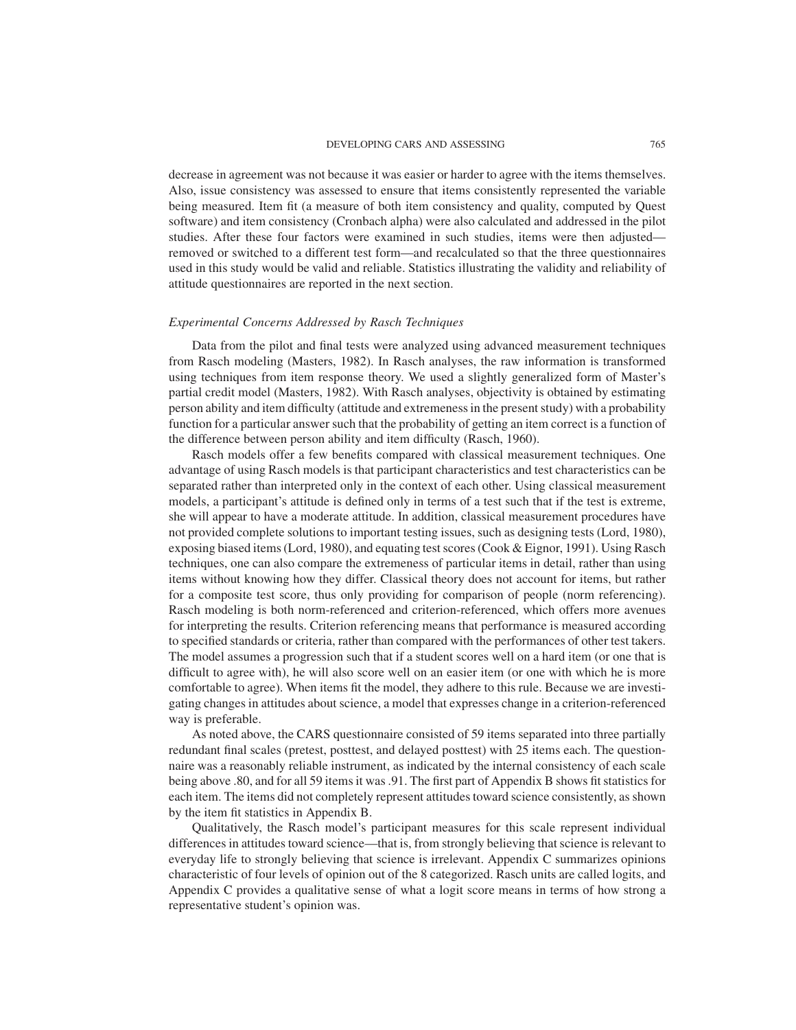decrease in agreement was not because it was easier or harder to agree with the items themselves. Also, issue consistency was assessed to ensure that items consistently represented the variable being measured. Item fit (a measure of both item consistency and quality, computed by Quest software) and item consistency (Cronbach alpha) were also calculated and addressed in the pilot studies. After these four factors were examined in such studies, items were then adjusted—removed or switched to a different test form—and recalculated so that the three questionnaires used in this study would be valid and reliable. Statistics illustrating the validity and reliability of attitude questionnaires are reported in the next section.

### *Experimental Concerns Addressed by Rasch Techniques*

Data from the pilot and final tests were analyzed using advanced measurement techniques from Rasch modeling (Masters, 1982). In Rasch analyses, the raw information is transformed using techniques from item response theory. We used a slightly generalized form of Master's partial credit model (Masters, 1982). With Rasch analyses, objectivity is obtained by estimating person ability and item difficulty (attitude and extremeness in the present study) with a probability function for a particular answer such that the probability of getting an item correct is a function of the difference between person ability and item difficulty (Rasch, 1960).

Rasch models offer a few benefits compared with classical measurement techniques. One advantage of using Rasch models is that participant characteristics and test characteristics can be separated rather than interpreted only in the context of each other. Using classical measurement models, a participant's attitude is defined only in terms of a test such that if the test is extreme, she will appear to have a moderate attitude. In addition, classical measurement procedures have not provided complete solutions to important testing issues, such as designing tests (Lord, 1980), exposing biased items (Lord, 1980), and equating test scores (Cook & Eignor, 1991). Using Rasch techniques, one can also compare the extremeness of particular items in detail, rather than using items without knowing how they differ. Classical theory does not account for items, but rather for a composite test score, thus only providing for comparison of people (norm referencing). Rasch modeling is both norm-referenced and criterion-referenced, which offers more avenues for interpreting the results. Criterion referencing means that performance is measured according to specified standards or criteria, rather than compared with the performances of other test takers. The model assumes a progression such that if a student scores well on a hard item (or one that is difficult to agree with), he will also score well on an easier item (or one with which he is more comfortable to agree). When items fit the model, they adhere to this rule. Because we are investigating changes in attitudes about science, a model that expresses change in a criterion-referenced way is preferable.

As noted above, the CARS questionnaire consisted of 59 items separated into three partially redundant final scales (pretest, posttest, and delayed posttest) with 25 items each. The questionnaire was a reasonably reliable instrument, as indicated by the internal consistency of each scale being above .80, and for all 59 items it was .91. The first part of Appendix B shows fit statistics for each item. The items did not completely represent attitudes toward science consistently, as shown by the item fit statistics in Appendix B.

Qualitatively, the Rasch model's participant measures for this scale represent individual differences in attitudes toward science—that is, from strongly believing that science is relevant to everyday life to strongly believing that science is irrelevant. Appendix C summarizes opinions characteristic of four levels of opinion out of the 8 categorized. Rasch units are called logits, and Appendix C provides a qualitative sense of what a logit score means in terms of how strong a representative student's opinion was.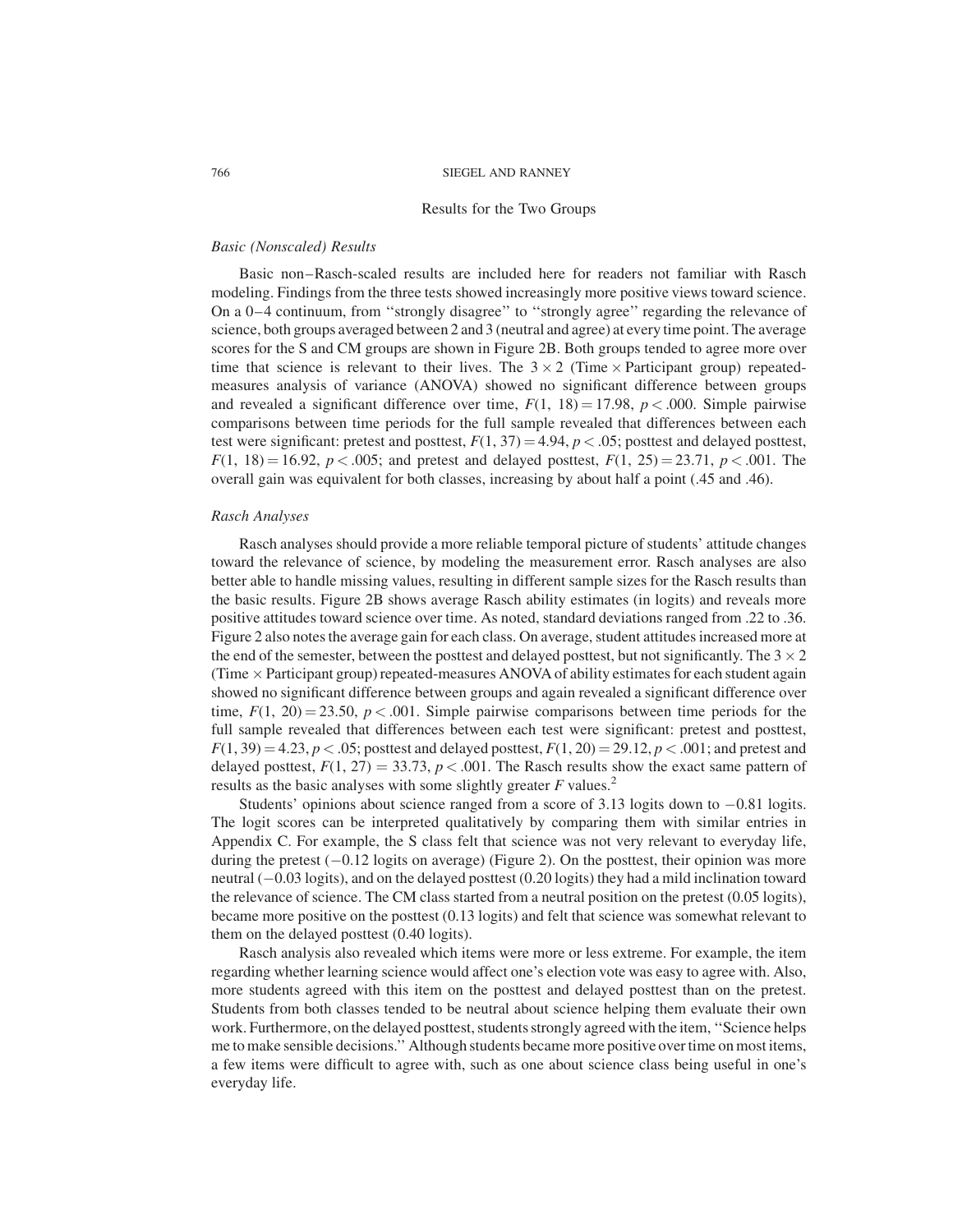## Results for the Two Groups

### *Basic (Nonscaled) Results*

Basic non–Rasch-scaled results are included here for readers not familiar with Rasch modeling. Findings from the three tests showed increasingly more positive views toward science. On a 0–4 continuum, from ''strongly disagree'' to ''strongly agree'' regarding the relevance of science, both groups averaged between 2 and 3 (neutral and agree) at every time point. The average scores for the S and CM groups are shown in Figure 2B. Both groups tended to agree more over time that science is relevant to their lives. The $3 \times 2$ (Time $\times$ Participant group) repeated-measures analysis of variance (ANOVA) showed no significant difference between groups and revealed a significant difference over time, $F(1, 18) = 17.98$, $p < .000$. Simple pairwise comparisons between time periods for the full sample revealed that differences between each test were significant: pretest and posttest, $F(1, 37) = 4.94$, $p < .05$; posttest and delayed posttest, $F(1, 18) = 16.92$, $p < .005$; and pretest and delayed posttest, $F(1, 25) = 23.71$, $p < .001$. The overall gain was equivalent for both classes, increasing by about half a point (.45 and .46).

### *Rasch Analyses*

Rasch analyses should provide a more reliable temporal picture of students' attitude changes toward the relevance of science, by modeling the measurement error. Rasch analyses are also better able to handle missing values, resulting in different sample sizes for the Rasch results than the basic results. Figure 2B shows average Rasch ability estimates (in logits) and reveals more positive attitudes toward science over time. As noted, standard deviations ranged from .22 to .36. Figure 2 also notes the average gain for each class. On average, student attitudes increased more at the end of the semester, between the posttest and delayed posttest, but not significantly. The $3 \times 2$ (Time $\times$ Participant group) repeated-measures ANOVA of ability estimates for each student again showed no significant difference between groups and again revealed a significant difference over time, $F(1, 20) = 23.50$, $p < .001$. Simple pairwise comparisons between time periods for the full sample revealed that differences between each test were significant: pretest and posttest, $F(1, 39) = 4.23$, $p < .05$; posttest and delayed posttest, $F(1, 20) = 29.12$, $p < .001$; and pretest and delayed posttest, $F(1, 27) = 33.73$, $p < .001$. The Rasch results show the exact same pattern of results as the basic analyses with some slightly greater $F$ values.[2]

Students' opinions about science ranged from a score of 3.13 logits down to −0.81 logits. The logit scores can be interpreted qualitatively by comparing them with similar entries in Appendix C. For example, the S class felt that science was not very relevant to everyday life, during the pretest (−0.12 logits on average) (Figure 2). On the posttest, their opinion was more neutral (−0.03 logits), and on the delayed posttest (0.20 logits) they had a mild inclination toward the relevance of science. The CM class started from a neutral position on the pretest (0.05 logits), became more positive on the posttest (0.13 logits) and felt that science was somewhat relevant to them on the delayed posttest (0.40 logits).

Rasch analysis also revealed which items were more or less extreme. For example, the item regarding whether learning science would affect one's election vote was easy to agree with. Also, more students agreed with this item on the posttest and delayed posttest than on the pretest. Students from both classes tended to be neutral about science helping them evaluate their own work. Furthermore, on the delayed posttest, students strongly agreed with the item, ''Science helps me to make sensible decisions.'' Although students became more positive over time on most items, a few items were difficult to agree with, such as one about science class being useful in one's everyday life.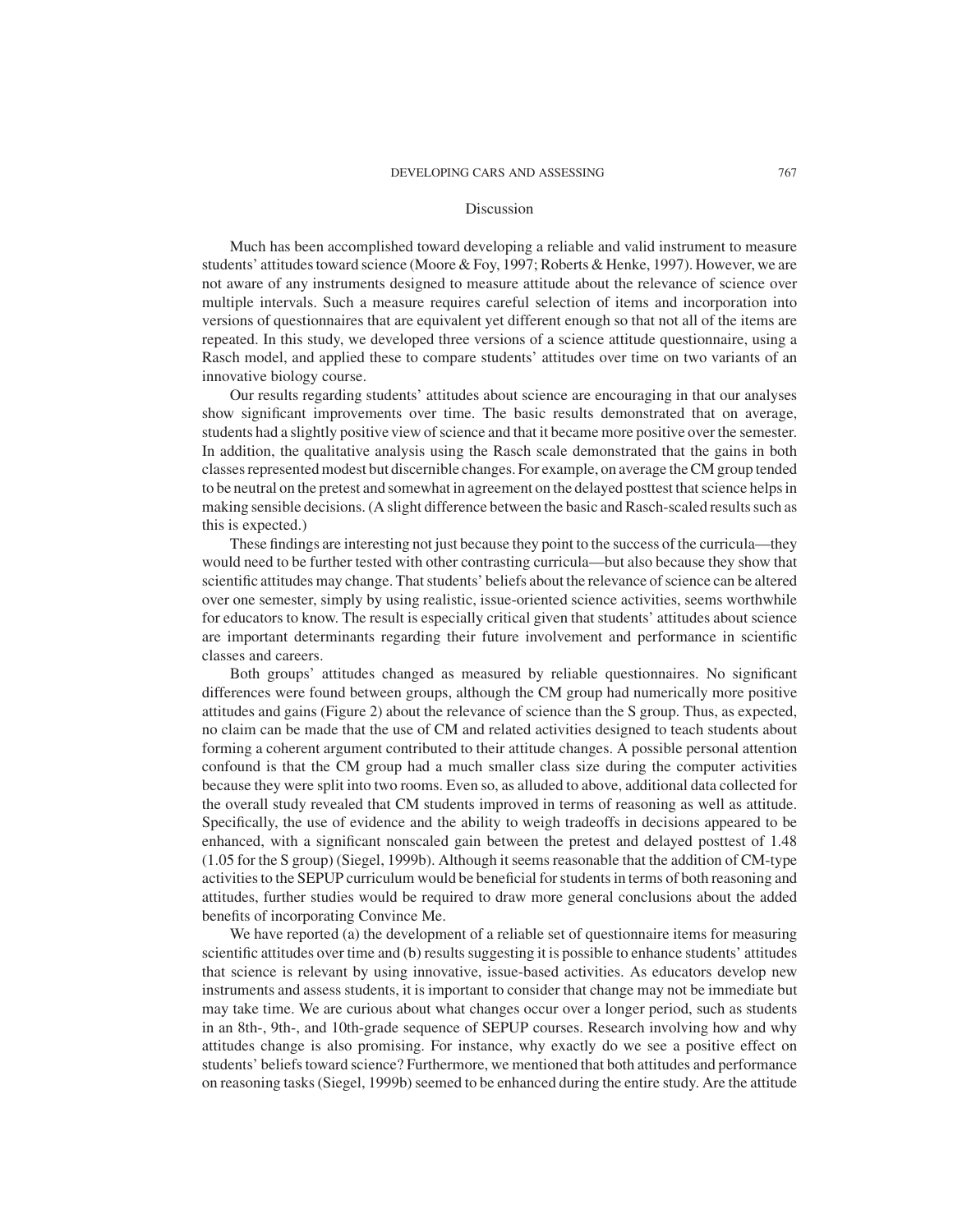## Discussion

Much has been accomplished toward developing a reliable and valid instrument to measure students' attitudes toward science (Moore & Foy, 1997; Roberts & Henke, 1997). However, we are not aware of any instruments designed to measure attitude about the relevance of science over multiple intervals. Such a measure requires careful selection of items and incorporation into versions of questionnaires that are equivalent yet different enough so that not all of the items are repeated. In this study, we developed three versions of a science attitude questionnaire, using a Rasch model, and applied these to compare students' attitudes over time on two variants of an innovative biology course.

Our results regarding students' attitudes about science are encouraging in that our analyses show significant improvements over time. The basic results demonstrated that on average, students had a slightly positive view of science and that it became more positive over the semester. In addition, the qualitative analysis using the Rasch scale demonstrated that the gains in both classes represented modest but discernible changes. For example, on average the CM group tended to be neutral on the pretest and somewhat in agreement on the delayed posttest that science helps in making sensible decisions. (A slight difference between the basic and Rasch-scaled results such as this is expected.)

These findings are interesting not just because they point to the success of the curricula—they would need to be further tested with other contrasting curricula—but also because they show that scientific attitudes may change. That students' beliefs about the relevance of science can be altered over one semester, simply by using realistic, issue-oriented science activities, seems worthwhile for educators to know. The result is especially critical given that students' attitudes about science are important determinants regarding their future involvement and performance in scientific classes and careers.

Both groups' attitudes changed as measured by reliable questionnaires. No significant differences were found between groups, although the CM group had numerically more positive attitudes and gains (Figure 2) about the relevance of science than the S group. Thus, as expected, no claim can be made that the use of CM and related activities designed to teach students about forming a coherent argument contributed to their attitude changes. A possible personal attention confound is that the CM group had a much smaller class size during the computer activities because they were split into two rooms. Even so, as alluded to above, additional data collected for the overall study revealed that CM students improved in terms of reasoning as well as attitude. Specifically, the use of evidence and the ability to weigh tradeoffs in decisions appeared to be enhanced, with a significant nonscaled gain between the pretest and delayed posttest of 1.48 (1.05 for the S group) (Siegel, 1999b). Although it seems reasonable that the addition of CM-type activities to the SEPUP curriculum would be beneficial for students in terms of both reasoning and attitudes, further studies would be required to draw more general conclusions about the added benefits of incorporating Convince Me.

We have reported (a) the development of a reliable set of questionnaire items for measuring scientific attitudes over time and (b) results suggesting it is possible to enhance students' attitudes that science is relevant by using innovative, issue-based activities. As educators develop new instruments and assess students, it is important to consider that change may not be immediate but may take time. We are curious about what changes occur over a longer period, such as students in an 8th-, 9th-, and 10th-grade sequence of SEPUP courses. Research involving how and why attitudes change is also promising. For instance, why exactly do we see a positive effect on students' beliefs toward science? Furthermore, we mentioned that both attitudes and performance on reasoning tasks (Siegel, 1999b) seemed to be enhanced during the entire study. Are the attitude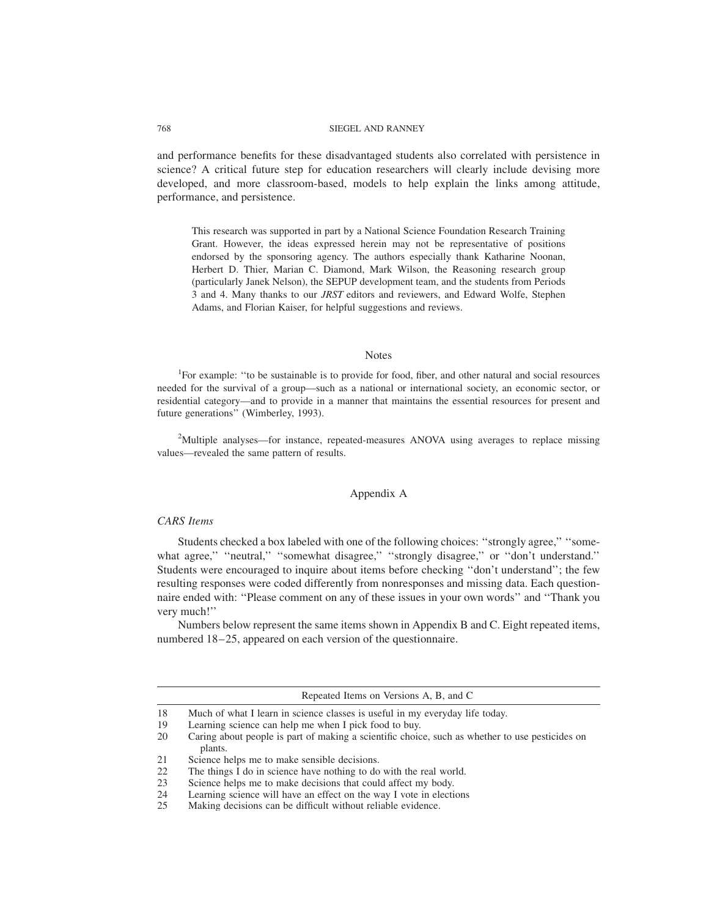and performance benefits for these disadvantaged students also correlated with persistence in science? A critical future step for education researchers will clearly include devising more developed, and more classroom-based, models to help explain the links among attitude, performance, and persistence.

> This research was supported in part by a National Science Foundation Research Training Grant. However, the ideas expressed herein may not be representative of positions endorsed by the sponsoring agency. The authors especially thank Katharine Noonan, Herbert D. Thier, Marian C. Diamond, Mark Wilson, the Reasoning research group (particularly Janek Nelson), the SEPUP development team, and the students from Periods 3 and 4. Many thanks to our *JRST* editors and reviewers, and Edward Wolfe, Stephen Adams, and Florian Kaiser, for helpful suggestions and reviews.

## Notes

[1]For example: ''to be sustainable is to provide for food, fiber, and other natural and social resources needed for the survival of a group—such as a national or international society, an economic sector, or residential category—and to provide in a manner that maintains the essential resources for present and future generations'' (Wimberley, 1993).

[2]Multiple analyses—for instance, repeated-measures ANOVA using averages to replace missing values—revealed the same pattern of results.

## Appendix A

### *CARS Items*

Students checked a box labeled with one of the following choices: ''strongly agree,'' ''somewhat agree,'' ''neutral,'' ''somewhat disagree,'' ''strongly disagree,'' or ''don't understand.'' Students were encouraged to inquire about items before checking ''don't understand''; the few resulting responses were coded differently from nonresponses and missing data. Each questionnaire ended with: ''Please comment on any of these issues in your own words'' and ''Thank you very much!''

Numbers below represent the same items shown in Appendix B and C. Eight repeated items, numbered 18–25, appeared on each version of the questionnaire.

| | Repeated Items on Versions A, B, and C |
|---|---|
| 18 | Much of what I learn in science classes is useful in my everyday life today. |
| 19 | Learning science can help me when I pick food to buy. |
| 20 | Caring about people is part of making a scientific choice, such as whether to use pesticides on plants. |
| 21 | Science helps me to make sensible decisions. |
| 22 | The things I do in science have nothing to do with the real world. |
| 23 | Science helps me to make decisions that could affect my body. |
| 24 | Learning science will have an effect on the way I vote in elections |
| 25 | Making decisions can be difficult without reliable evidence. |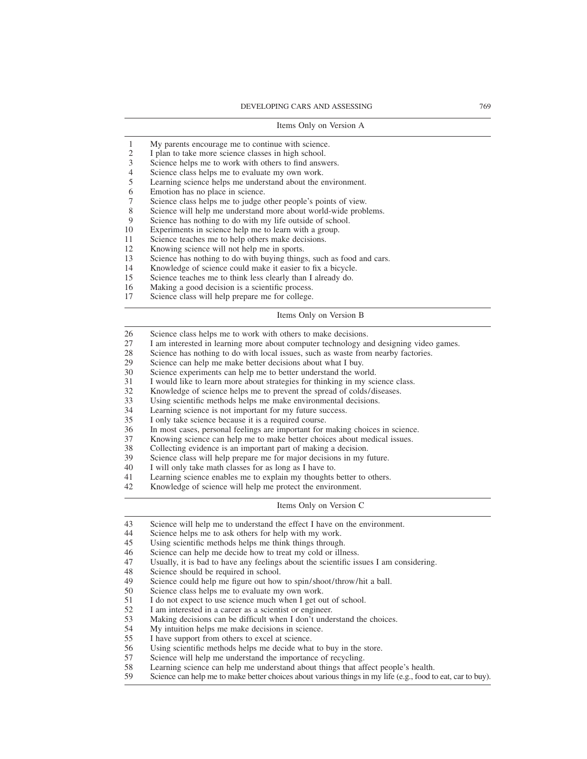| | Items Only on Version A |
|---|---|
| 1 | My parents encourage me to continue with science. |
| 2 | I plan to take more science classes in high school. |
| 3 | Science helps me to work with others to find answers. |
| 4 | Science class helps me to evaluate my own work. |
| 5 | Learning science helps me understand about the environment. |
| 6 | Emotion has no place in science. |
| 7 | Science class helps me to judge other people's points of view. |
| 8 | Science will help me understand more about world-wide problems. |
| 9 | Science has nothing to do with my life outside of school. |
| 10 | Experiments in science help me to learn with a group. |
| 11 | Science teaches me to help others make decisions. |
| 12 | Knowing science will not help me in sports. |
| 13 | Science has nothing to do with buying things, such as food and cars. |
| 14 | Knowledge of science could make it easier to fix a bicycle. |
| 15 | Science teaches me to think less clearly than I already do. |
| 16 | Making a good decision is a scientific process. |
| 17 | Science class will help prepare me for college. |

| | Items Only on Version B |
|---|---|
| 26 | Science class helps me to work with others to make decisions. |
| 27 | I am interested in learning more about computer technology and designing video games. |
| 28 | Science has nothing to do with local issues, such as waste from nearby factories. |
| 29 | Science can help me make better decisions about what I buy. |
| 30 | Science experiments can help me to better understand the world. |
| 31 | I would like to learn more about strategies for thinking in my science class. |
| 32 | Knowledge of science helps me to prevent the spread of colds/diseases. |
| 33 | Using scientific methods helps me make environmental decisions. |
| 34 | Learning science is not important for my future success. |
| 35 | I only take science because it is a required course. |
| 36 | In most cases, personal feelings are important for making choices in science. |
| 37 | Knowing science can help me to make better choices about medical issues. |
| 38 | Collecting evidence is an important part of making a decision. |
| 39 | Science class will help prepare me for major decisions in my future. |
| 40 | I will only take math classes for as long as I have to. |
| 41 | Learning science enables me to explain my thoughts better to others. |
| 42 | Knowledge of science will help me protect the environment. |

| | Items Only on Version C |
|---|---|
| 43 | Science will help me to understand the effect I have on the environment. |
| 44 | Science helps me to ask others for help with my work. |
| 45 | Using scientific methods helps me think things through. |
| 46 | Science can help me decide how to treat my cold or illness. |
| 47 | Usually, it is bad to have any feelings about the scientific issues I am considering. |
| 48 | Science should be required in school. |
| 49 | Science could help me figure out how to spin/shoot/throw/hit a ball. |
| 50 | Science class helps me to evaluate my own work. |
| 51 | I do not expect to use science much when I get out of school. |
| 52 | I am interested in a career as a scientist or engineer. |
| 53 | Making decisions can be difficult when I don't understand the choices. |
| 54 | My intuition helps me make decisions in science. |
| 55 | I have support from others to excel at science. |
| 56 | Using scientific methods helps me decide what to buy in the store. |
| 57 | Science will help me understand the importance of recycling. |
| 58 | Learning science can help me understand about things that affect people's health. |
| 59 | Science can help me to make better choices about various things in my life (e.g., food to eat, car to buy). |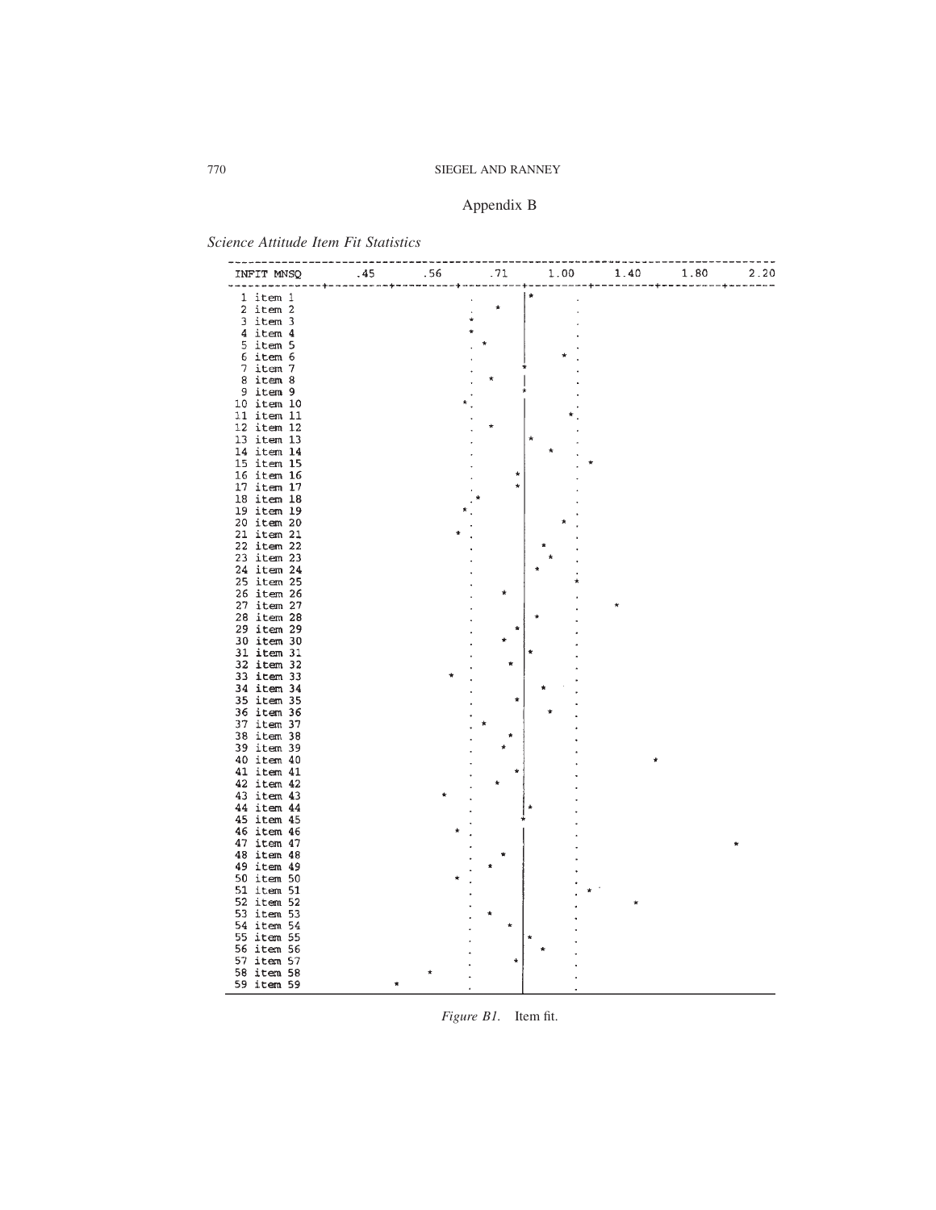# Appendix B

*Science Attitude Item Fit Statistics*

```
INFIT MNSQ    .45     .56     .71     1.00    1.40    1.80    2.20
 1 item 1
 2 item 2
 3 item 3
 4 item 4
 5 item 5
 6 item 6
 7 item 7
 8 item 8
 9 item 9
10 item 10
11 item 11
12 item 12
13 item 13
14 item 14
15 item 15
16 item 16
17 item 17
18 item 18
19 item 19
20 item 20
21 item 21
22 item 22
23 item 23
24 item 24
25 item 25
26 item 26
27 item 27
28 item 28
29 item 29
30 item 30
31 item 31
32 item 32
33 item 33
34 item 34
35 item 35
36 item 36
37 item 37
38 item 38
39 item 39
40 item 40
41 item 41
42 item 42
43 item 43
44 item 44
45 item 45
46 item 46
47 item 47
48 item 48
49 item 49
50 item 50
51 item 51
52 item 52
53 item 53
54 item 54
55 item 55
56 item 56
57 item 57
58 item 58
59 item 59
```

*Figure B1.* Item fit.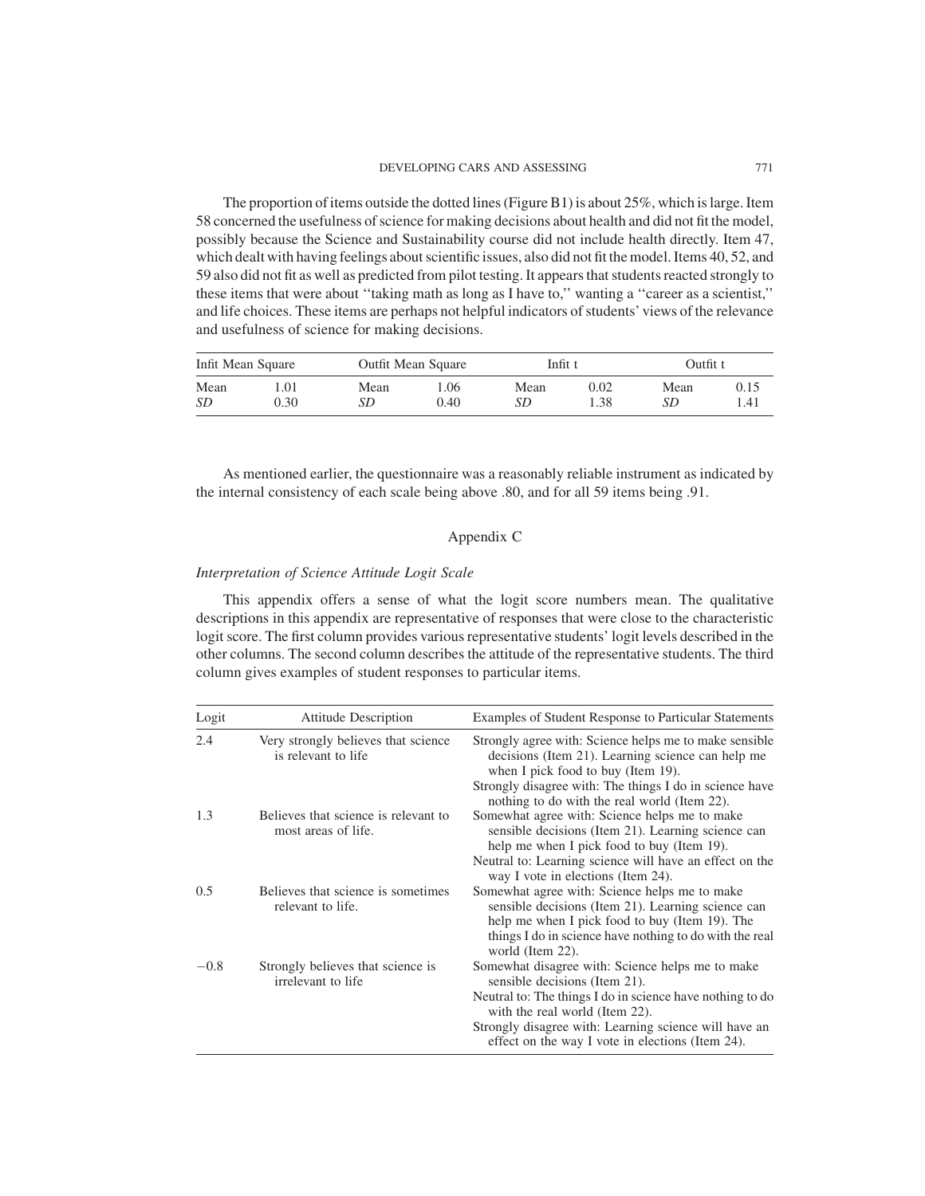The proportion of items outside the dotted lines (Figure B1) is about 25%, which is large. Item 58 concerned the usefulness of science for making decisions about health and did not fit the model, possibly because the Science and Sustainability course did not include health directly. Item 47, which dealt with having feelings about scientific issues, also did not fit the model. Items 40, 52, and 59 also did not fit as well as predicted from pilot testing. It appears that students reacted strongly to these items that were about "taking math as long as I have to," wanting a "career as a scientist," and life choices. These items are perhaps not helpful indicators of students' views of the relevance and usefulness of science for making decisions.

| Infit Mean Square | | Outfit Mean Square | | Infit t | | Outfit t | |
|---|---|---|---|---|---|---|---|
| Mean | 1.01 | Mean | 1.06 | Mean | 0.02 | Mean | 0.15 |
| *SD* | 0.30 | *SD* | 0.40 | *SD* | 1.38 | *SD* | 1.41 |

As mentioned earlier, the questionnaire was a reasonably reliable instrument as indicated by the internal consistency of each scale being above .80, and for all 59 items being .91.

## Appendix C

### *Interpretation of Science Attitude Logit Scale*

This appendix offers a sense of what the logit score numbers mean. The qualitative descriptions in this appendix are representative of responses that were close to the characteristic logit score. The first column provides various representative students' logit levels described in the other columns. The second column describes the attitude of the representative students. The third column gives examples of student responses to particular items.

| Logit | Attitude Description | Examples of Student Response to Particular Statements |
|---|---|---|
| 2.4 | Very strongly believes that science is relevant to life | Strongly agree with: Science helps me to make sensible decisions (Item 21). Learning science can help me when I pick food to buy (Item 19). Strongly disagree with: The things I do in science have nothing to do with the real world (Item 22). |
| 1.3 | Believes that science is relevant to most areas of life. | Somewhat agree with: Science helps me to make sensible decisions (Item 21). Learning science can help me when I pick food to buy (Item 19). Neutral to: Learning science will have an effect on the way I vote in elections (Item 24). |
| 0.5 | Believes that science is sometimes relevant to life. | Somewhat agree with: Science helps me to make sensible decisions (Item 21). Learning science can help me when I pick food to buy (Item 19). The things I do in science have nothing to do with the real world (Item 22). |
| −0.8 | Strongly believes that science is irrelevant to life | Somewhat disagree with: Science helps me to make sensible decisions (Item 21). Neutral to: The things I do in science have nothing to do with the real world (Item 22). Strongly disagree with: Learning science will have an effect on the way I vote in elections (Item 24). |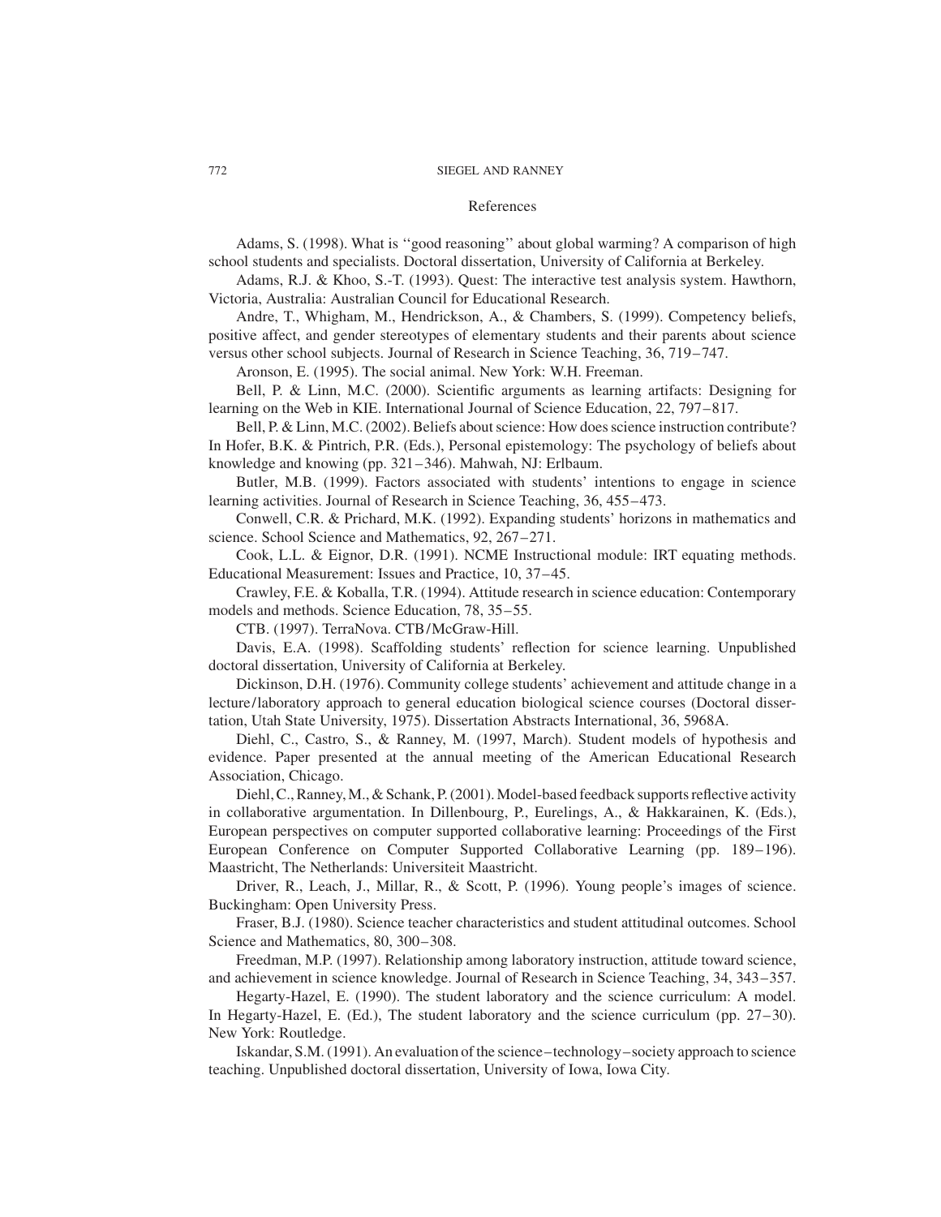## References

Adams, S. (1998). What is ''good reasoning'' about global warming? A comparison of high school students and specialists. Doctoral dissertation, University of California at Berkeley.

Adams, R.J. & Khoo, S.-T. (1993). Quest: The interactive test analysis system. Hawthorn, Victoria, Australia: Australian Council for Educational Research.

Andre, T., Whigham, M., Hendrickson, A., & Chambers, S. (1999). Competency beliefs, positive affect, and gender stereotypes of elementary students and their parents about science versus other school subjects. Journal of Research in Science Teaching, 36, 719–747.

Aronson, E. (1995). The social animal. New York: W.H. Freeman.

Bell, P. & Linn, M.C. (2000). Scientific arguments as learning artifacts: Designing for learning on the Web in KIE. International Journal of Science Education, 22, 797–817.

Bell, P. & Linn, M.C. (2002). Beliefs about science: How does science instruction contribute? In Hofer, B.K. & Pintrich, P.R. (Eds.), Personal epistemology: The psychology of beliefs about knowledge and knowing (pp. 321–346). Mahwah, NJ: Erlbaum.

Butler, M.B. (1999). Factors associated with students' intentions to engage in science learning activities. Journal of Research in Science Teaching, 36, 455–473.

Conwell, C.R. & Prichard, M.K. (1992). Expanding students' horizons in mathematics and science. School Science and Mathematics, 92, 267–271.

Cook, L.L. & Eignor, D.R. (1991). NCME Instructional module: IRT equating methods. Educational Measurement: Issues and Practice, 10, 37–45.

Crawley, F.E. & Koballa, T.R. (1994). Attitude research in science education: Contemporary models and methods. Science Education, 78, 35–55.

CTB. (1997). TerraNova. CTB/McGraw-Hill.

Davis, E.A. (1998). Scaffolding students' reflection for science learning. Unpublished doctoral dissertation, University of California at Berkeley.

Dickinson, D.H. (1976). Community college students' achievement and attitude change in a lecture/laboratory approach to general education biological science courses (Doctoral dissertation, Utah State University, 1975). Dissertation Abstracts International, 36, 5968A.

Diehl, C., Castro, S., & Ranney, M. (1997, March). Student models of hypothesis and evidence. Paper presented at the annual meeting of the American Educational Research Association, Chicago.

Diehl, C., Ranney, M., & Schank, P. (2001). Model-based feedback supports reflective activity in collaborative argumentation. In Dillenbourg, P., Eurelings, A., & Hakkarainen, K. (Eds.), European perspectives on computer supported collaborative learning: Proceedings of the First European Conference on Computer Supported Collaborative Learning (pp. 189–196). Maastricht, The Netherlands: Universiteit Maastricht.

Driver, R., Leach, J., Millar, R., & Scott, P. (1996). Young people's images of science. Buckingham: Open University Press.

Fraser, B.J. (1980). Science teacher characteristics and student attitudinal outcomes. School Science and Mathematics, 80, 300–308.

Freedman, M.P. (1997). Relationship among laboratory instruction, attitude toward science, and achievement in science knowledge. Journal of Research in Science Teaching, 34, 343–357.

Hegarty-Hazel, E. (1990). The student laboratory and the science curriculum: A model. In Hegarty-Hazel, E. (Ed.), The student laboratory and the science curriculum (pp. 27–30). New York: Routledge.

Iskandar, S.M. (1991). An evaluation of the science–technology–society approach to science teaching. Unpublished doctoral dissertation, University of Iowa, Iowa City.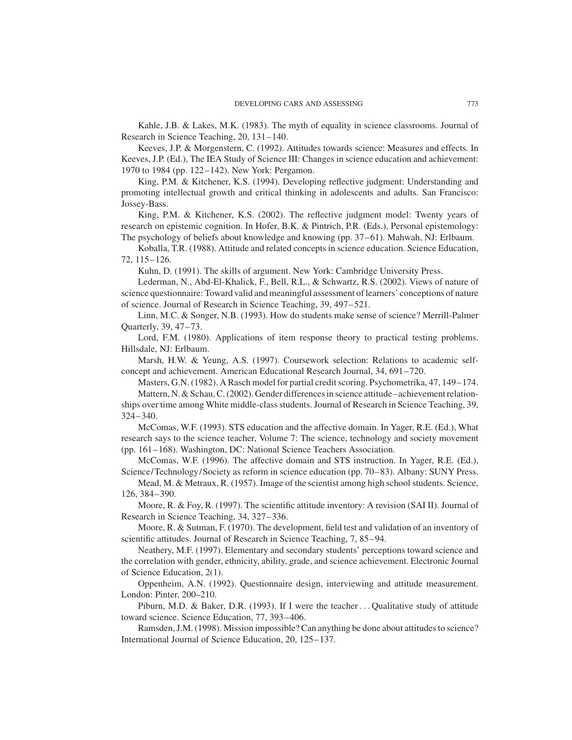Kahle, J.B. & Lakes, M.K. (1983). The myth of equality in science classrooms. Journal of Research in Science Teaching, 20, 131–140.

Keeves, J.P. & Morgenstern, C. (1992). Attitudes towards science: Measures and effects. In Keeves, J.P. (Ed.), The IEA Study of Science III: Changes in science education and achievement: 1970 to 1984 (pp. 122–142). New York: Pergamon.

King, P.M. & Kitchener, K.S. (1994). Developing reflective judgment: Understanding and promoting intellectual growth and critical thinking in adolescents and adults. San Francisco: Jossey-Bass.

King, P.M. & Kitchener, K.S. (2002). The reflective judgment model: Twenty years of research on epistemic cognition. In Hofer, B.K. & Pintrich, P.R. (Eds.), Personal epistemology: The psychology of beliefs about knowledge and knowing (pp. 37–61). Mahwah, NJ: Erlbaum.

Koballa, T.R. (1988). Attitude and related concepts in science education. Science Education, 72, 115–126.

Kuhn, D. (1991). The skills of argument. New York: Cambridge University Press.

Lederman, N., Abd-El-Khalick, F., Bell, R.L., & Schwartz, R.S. (2002). Views of nature of science questionnaire: Toward valid and meaningful assessment of learners' conceptions of nature of science. Journal of Research in Science Teaching, 39, 497–521.

Linn, M.C. & Songer, N.B. (1993). How do students make sense of science? Merrill-Palmer Quarterly, 39, 47–73.

Lord, F.M. (1980). Applications of item response theory to practical testing problems. Hillsdale, NJ: Erlbaum.

Marsh, H.W. & Yeung, A.S. (1997). Coursework selection: Relations to academic self-concept and achievement. American Educational Research Journal, 34, 691–720.

Masters, G.N. (1982). A Rasch model for partial credit scoring. Psychometrika, 47, 149–174.

Mattern, N. & Schau, C. (2002). Gender differences in science attitude–achievement relationships over time among White middle-class students. Journal of Research in Science Teaching, 39, 324–340.

McComas, W.F. (1993). STS education and the affective domain. In Yager, R.E. (Ed.), What research says to the science teacher, Volume 7: The science, technology and society movement (pp. 161–168). Washington, DC: National Science Teachers Association.

McComas, W.F. (1996). The affective domain and STS instruction. In Yager, R.E. (Ed.), Science/Technology/Society as reform in science education (pp. 70–83). Albany: SUNY Press.

Mead, M. & Metraux, R. (1957). Image of the scientist among high school students. Science, 126, 384–390.

Moore, R. & Foy, R. (1997). The scientific attitude inventory: A revision (SAI II). Journal of Research in Science Teaching, 34, 327–336.

Moore, R. & Sutman, F. (1970). The development, field test and validation of an inventory of scientific attitudes. Journal of Research in Science Teaching, 7, 85–94.

Neathery, M.F. (1997). Elementary and secondary students' perceptions toward science and the correlation with gender, ethnicity, ability, grade, and science achievement. Electronic Journal of Science Education, 2(1).

Oppenheim, A.N. (1992). Questionnaire design, interviewing and attitude measurement. London: Pinter, 200–210.

Piburn, M.D. & Baker, D.R. (1993). If I were the teacher . . . Qualitative study of attitude toward science. Science Education, 77, 393–406.

Ramsden, J.M. (1998). Mission impossible? Can anything be done about attitudes to science? International Journal of Science Education, 20, 125–137.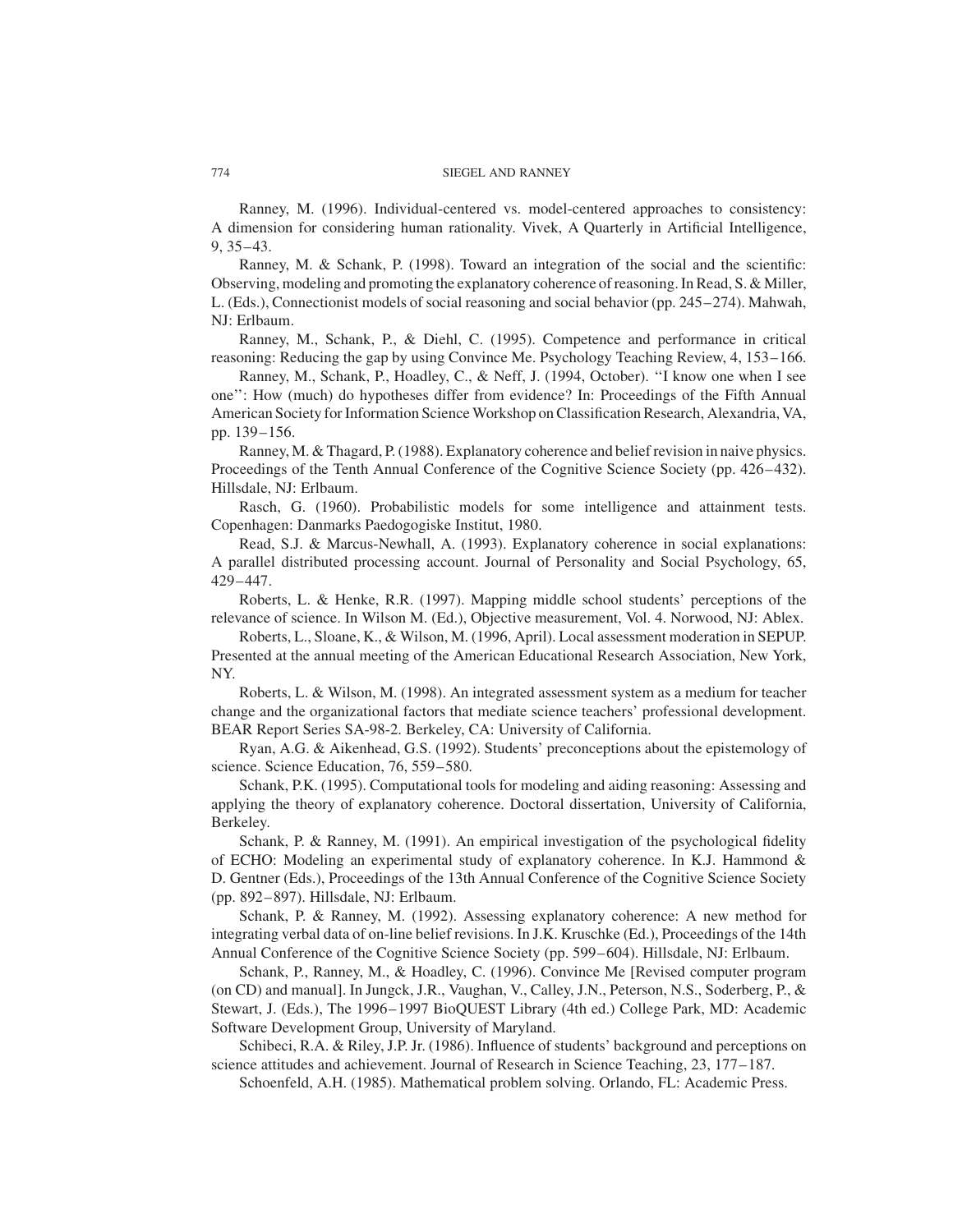Ranney, M. (1996). Individual-centered vs. model-centered approaches to consistency: A dimension for considering human rationality. Vivek, A Quarterly in Artificial Intelligence, 9, 35–43.

Ranney, M. & Schank, P. (1998). Toward an integration of the social and the scientific: Observing, modeling and promoting the explanatory coherence of reasoning. In Read, S. & Miller, L. (Eds.), Connectionist models of social reasoning and social behavior (pp. 245–274). Mahwah, NJ: Erlbaum.

Ranney, M., Schank, P., & Diehl, C. (1995). Competence and performance in critical reasoning: Reducing the gap by using Convince Me. Psychology Teaching Review, 4, 153–166.

Ranney, M., Schank, P., Hoadley, C., & Neff, J. (1994, October). "I know one when I see one": How (much) do hypotheses differ from evidence? In: Proceedings of the Fifth Annual American Society for Information Science Workshop on Classification Research, Alexandria, VA, pp. 139–156.

Ranney, M. & Thagard, P. (1988). Explanatory coherence and belief revision in naive physics. Proceedings of the Tenth Annual Conference of the Cognitive Science Society (pp. 426–432). Hillsdale, NJ: Erlbaum.

Rasch, G. (1960). Probabilistic models for some intelligence and attainment tests. Copenhagen: Danmarks Paedogogiske Institut, 1980.

Read, S.J. & Marcus-Newhall, A. (1993). Explanatory coherence in social explanations: A parallel distributed processing account. Journal of Personality and Social Psychology, 65, 429–447.

Roberts, L. & Henke, R.R. (1997). Mapping middle school students' perceptions of the relevance of science. In Wilson M. (Ed.), Objective measurement, Vol. 4. Norwood, NJ: Ablex.

Roberts, L., Sloane, K., & Wilson, M. (1996, April). Local assessment moderation in SEPUP. Presented at the annual meeting of the American Educational Research Association, New York, NY.

Roberts, L. & Wilson, M. (1998). An integrated assessment system as a medium for teacher change and the organizational factors that mediate science teachers' professional development. BEAR Report Series SA-98-2. Berkeley, CA: University of California.

Ryan, A.G. & Aikenhead, G.S. (1992). Students' preconceptions about the epistemology of science. Science Education, 76, 559–580.

Schank, P.K. (1995). Computational tools for modeling and aiding reasoning: Assessing and applying the theory of explanatory coherence. Doctoral dissertation, University of California, Berkeley.

Schank, P. & Ranney, M. (1991). An empirical investigation of the psychological fidelity of ECHO: Modeling an experimental study of explanatory coherence. In K.J. Hammond & D. Gentner (Eds.), Proceedings of the 13th Annual Conference of the Cognitive Science Society (pp. 892–897). Hillsdale, NJ: Erlbaum.

Schank, P. & Ranney, M. (1992). Assessing explanatory coherence: A new method for integrating verbal data of on-line belief revisions. In J.K. Kruschke (Ed.), Proceedings of the 14th Annual Conference of the Cognitive Science Society (pp. 599–604). Hillsdale, NJ: Erlbaum.

Schank, P., Ranney, M., & Hoadley, C. (1996). Convince Me [Revised computer program (on CD) and manual]. In Jungck, J.R., Vaughan, V., Calley, J.N., Peterson, N.S., Soderberg, P., & Stewart, J. (Eds.), The 1996–1997 BioQUEST Library (4th ed.) College Park, MD: Academic Software Development Group, University of Maryland.

Schibeci, R.A. & Riley, J.P. Jr. (1986). Influence of students' background and perceptions on science attitudes and achievement. Journal of Research in Science Teaching, 23, 177–187.

Schoenfeld, A.H. (1985). Mathematical problem solving. Orlando, FL: Academic Press.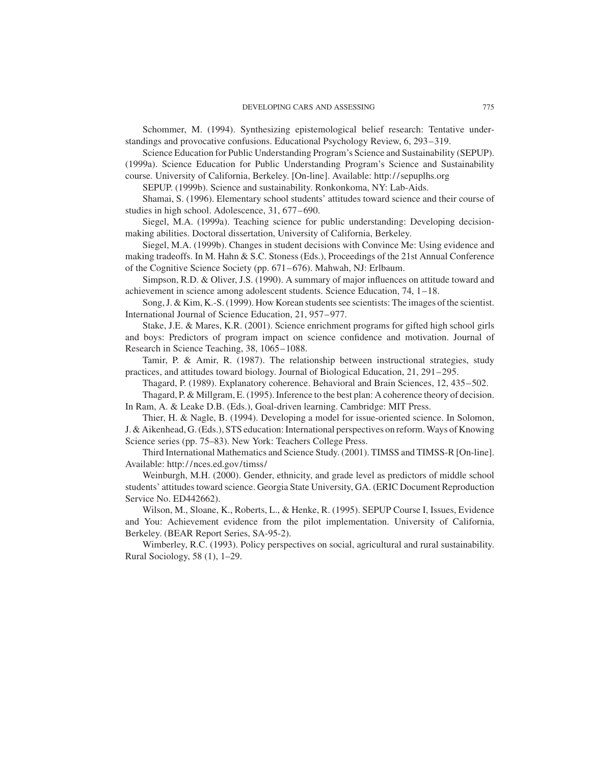Schommer, M. (1994). Synthesizing epistemological belief research: Tentative understandings and provocative confusions. Educational Psychology Review, 6, 293–319.

Science Education for Public Understanding Program's Science and Sustainability (SEPUP). (1999a). Science Education for Public Understanding Program's Science and Sustainability course. University of California, Berkeley. [On-line]. Available: http://sepuplhs.org

SEPUP. (1999b). Science and sustainability. Ronkonkoma, NY: Lab-Aids.

Shamai, S. (1996). Elementary school students' attitudes toward science and their course of studies in high school. Adolescence, 31, 677–690.

Siegel, M.A. (1999a). Teaching science for public understanding: Developing decision-making abilities. Doctoral dissertation, University of California, Berkeley.

Siegel, M.A. (1999b). Changes in student decisions with Convince Me: Using evidence and making tradeoffs. In M. Hahn & S.C. Stoness (Eds.), Proceedings of the 21st Annual Conference of the Cognitive Science Society (pp. 671–676). Mahwah, NJ: Erlbaum.

Simpson, R.D. & Oliver, J.S. (1990). A summary of major influences on attitude toward and achievement in science among adolescent students. Science Education, 74, 1–18.

Song, J. & Kim, K.-S. (1999). How Korean students see scientists: The images of the scientist. International Journal of Science Education, 21, 957–977.

Stake, J.E. & Mares, K.R. (2001). Science enrichment programs for gifted high school girls and boys: Predictors of program impact on science confidence and motivation. Journal of Research in Science Teaching, 38, 1065–1088.

Tamir, P. & Amir, R. (1987). The relationship between instructional strategies, study practices, and attitudes toward biology. Journal of Biological Education, 21, 291–295.

Thagard, P. (1989). Explanatory coherence. Behavioral and Brain Sciences, 12, 435–502.

Thagard, P. & Millgram, E. (1995). Inference to the best plan: A coherence theory of decision. In Ram, A. & Leake D.B. (Eds.), Goal-driven learning. Cambridge: MIT Press.

Thier, H. & Nagle, B. (1994). Developing a model for issue-oriented science. In Solomon, J. & Aikenhead, G. (Eds.), STS education: International perspectives on reform. Ways of Knowing Science series (pp. 75–83). New York: Teachers College Press.

Third International Mathematics and Science Study. (2001). TIMSS and TIMSS-R [On-line]. Available: http://nces.ed.gov/timss/

Weinburgh, M.H. (2000). Gender, ethnicity, and grade level as predictors of middle school students' attitudes toward science. Georgia State University, GA. (ERIC Document Reproduction Service No. ED442662).

Wilson, M., Sloane, K., Roberts, L., & Henke, R. (1995). SEPUP Course I, Issues, Evidence and You: Achievement evidence from the pilot implementation. University of California, Berkeley. (BEAR Report Series, SA-95-2).

Wimberley, R.C. (1993). Policy perspectives on social, agricultural and rural sustainability. Rural Sociology, 58 (1), 1–29.